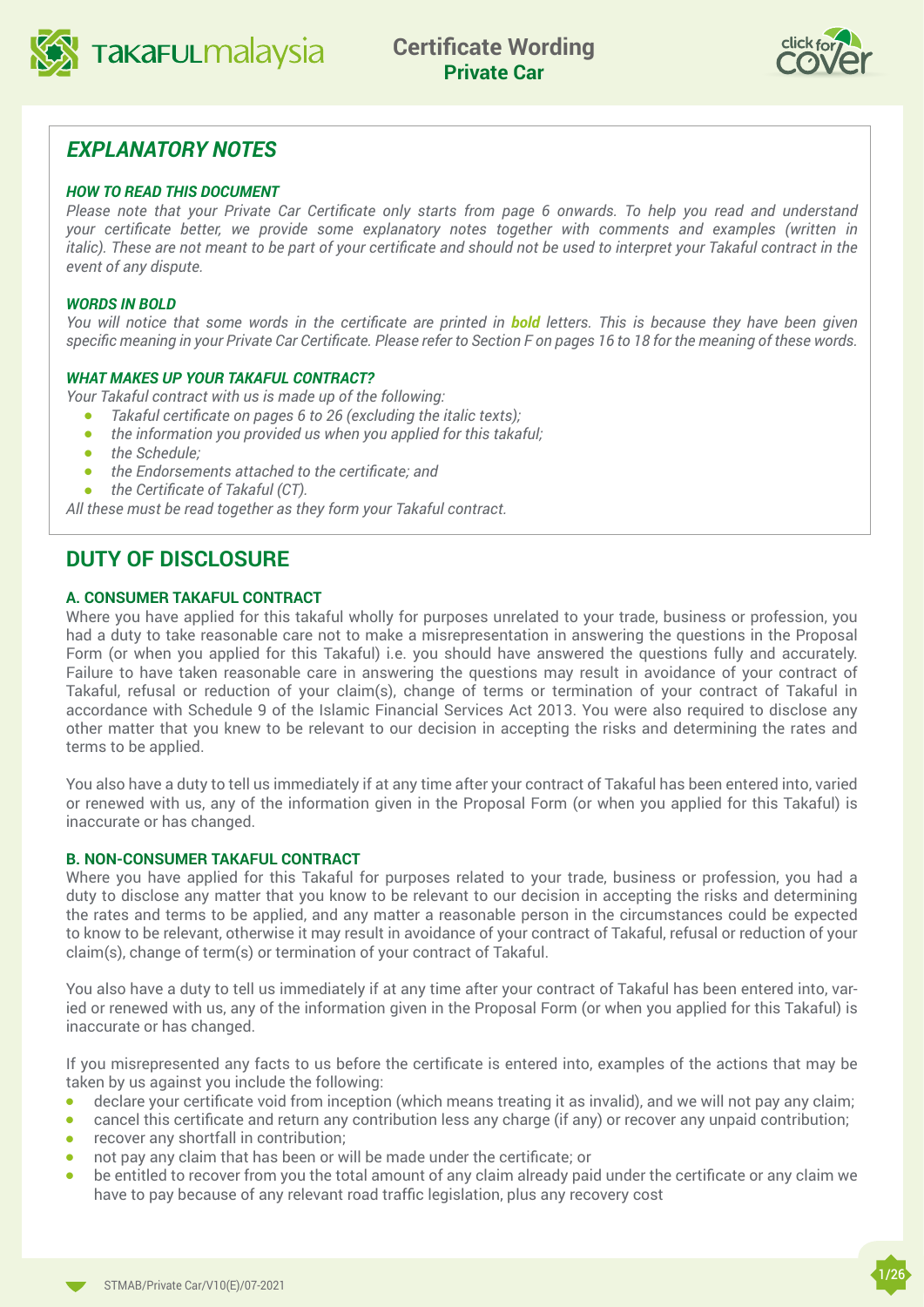# Certificate Wording
## Private Car

## *EXPLANATORY NOTES*

***HOW TO READ THIS DOCUMENT***

*Please note that your Private Car Certificate only starts from page 6 onwards. To help you read and understand your certificate better, we provide some explanatory notes together with comments and examples (written in italic). These are not meant to be part of your certificate and should not be used to interpret your Takaful contract in the event of any dispute.*

***WORDS IN BOLD***

*You will notice that some words in the certificate are printed in **bold** letters. This is because they have been given specific meaning in your Private Car Certificate. Please refer to Section F on pages 16 to 18 for the meaning of these words.*

***WHAT MAKES UP YOUR TAKAFUL CONTRACT?***

*Your Takaful contract with us is made up of the following:*

- *Takaful certificate on pages 6 to 26 (excluding the italic texts);*
- *the information you provided us when you applied for this takaful;*
- *the Schedule;*
- *the Endorsements attached to the certificate; and*
- *the Certificate of Takaful (CT).*

*All these must be read together as they form your Takaful contract.*

## DUTY OF DISCLOSURE

### A. CONSUMER TAKAFUL CONTRACT

Where you have applied for this takaful wholly for purposes unrelated to your trade, business or profession, you had a duty to take reasonable care not to make a misrepresentation in answering the questions in the Proposal Form (or when you applied for this Takaful) i.e. you should have answered the questions fully and accurately. Failure to have taken reasonable care in answering the questions may result in avoidance of your contract of Takaful, refusal or reduction of your claim(s), change of terms or termination of your contract of Takaful in accordance with Schedule 9 of the Islamic Financial Services Act 2013. You were also required to disclose any other matter that you knew to be relevant to our decision in accepting the risks and determining the rates and terms to be applied.

You also have a duty to tell us immediately if at any time after your contract of Takaful has been entered into, varied or renewed with us, any of the information given in the Proposal Form (or when you applied for this Takaful) is inaccurate or has changed.

### B. NON-CONSUMER TAKAFUL CONTRACT

Where you have applied for this Takaful for purposes related to your trade, business or profession, you had a duty to disclose any matter that you know to be relevant to our decision in accepting the risks and determining the rates and terms to be applied, and any matter a reasonable person in the circumstances could be expected to know to be relevant, otherwise it may result in avoidance of your contract of Takaful, refusal or reduction of your claim(s), change of term(s) or termination of your contract of Takaful.

You also have a duty to tell us immediately if at any time after your contract of Takaful has been entered into, varied or renewed with us, any of the information given in the Proposal Form (or when you applied for this Takaful) is inaccurate or has changed.

If you misrepresented any facts to us before the certificate is entered into, examples of the actions that may be taken by us against you include the following:

- declare your certificate void from inception (which means treating it as invalid), and we will not pay any claim;
- cancel this certificate and return any contribution less any charge (if any) or recover any unpaid contribution;
- recover any shortfall in contribution;
- not pay any claim that has been or will be made under the certificate; or
- be entitled to recover from you the total amount of any claim already paid under the certificate or any claim we have to pay because of any relevant road traffic legislation, plus any recovery cost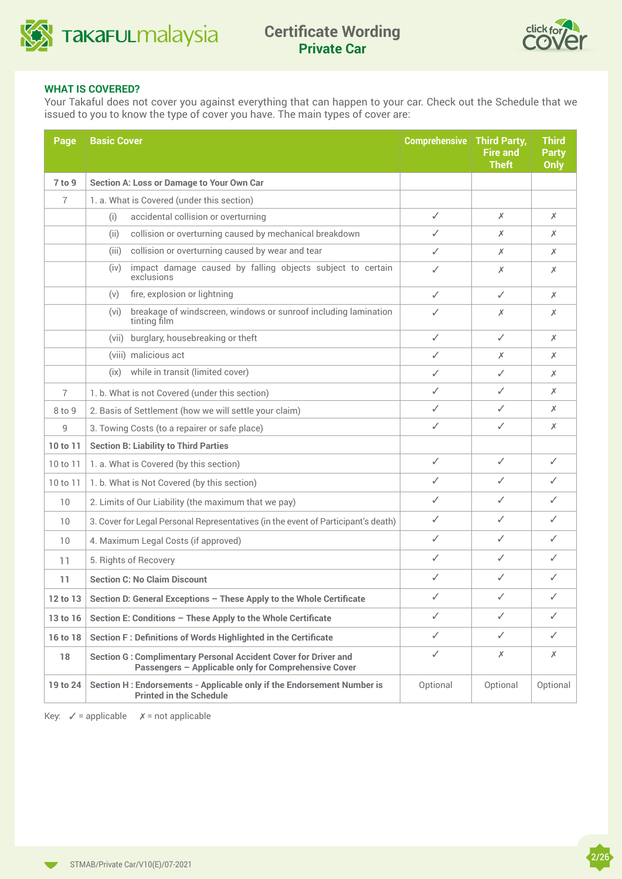### WHAT IS COVERED?

Your Takaful does not cover you against everything that can happen to your car. Check out the Schedule that we issued to you to know the type of cover you have. The main types of cover are:

| Page | Basic Cover | Comprehensive | Third Party, Fire and Theft | Third Party Only |
|---|---|---|---|---|
| **7 to 9** | **Section A: Loss or Damage to Your Own Car** | | | |
| 7 | 1. a. What is Covered (under this section) | | | |
| | (i) accidental collision or overturning | ✓ | ✗ | ✗ |
| | (ii) collision or overturning caused by mechanical breakdown | ✓ | ✗ | ✗ |
| | (iii) collision or overturning caused by wear and tear | ✓ | ✗ | ✗ |
| | (iv) impact damage caused by falling objects subject to certain exclusions | ✓ | ✗ | ✗ |
| | (v) fire, explosion or lightning | ✓ | ✓ | ✗ |
| | (vi) breakage of windscreen, windows or sunroof including lamination tinting film | ✓ | ✗ | ✗ |
| | (vii) burglary, housebreaking or theft | ✓ | ✓ | ✗ |
| | (viii) malicious act | ✓ | ✗ | ✗ |
| | (ix) while in transit (limited cover) | ✓ | ✓ | ✗ |
| 7 | 1. b. What is not Covered (under this section) | ✓ | ✓ | ✗ |
| 8 to 9 | 2. Basis of Settlement (how we will settle your claim) | ✓ | ✓ | ✗ |
| 9 | 3. Towing Costs (to a repairer or safe place) | ✓ | ✓ | ✗ |
| **10 to 11** | **Section B: Liability to Third Parties** | | | |
| 10 to 11 | 1. a. What is Covered (by this section) | ✓ | ✓ | ✓ |
| 10 to 11 | 1. b. What is Not Covered (by this section) | ✓ | ✓ | ✓ |
| 10 | 2. Limits of Our Liability (the maximum that we pay) | ✓ | ✓ | ✓ |
| 10 | 3. Cover for Legal Personal Representatives (in the event of Participant's death) | ✓ | ✓ | ✓ |
| 10 | 4. Maximum Legal Costs (if approved) | ✓ | ✓ | ✓ |
| 11 | 5. Rights of Recovery | ✓ | ✓ | ✓ |
| **11** | **Section C: No Claim Discount** | ✓ | ✓ | ✓ |
| **12 to 13** | **Section D: General Exceptions – These Apply to the Whole Certificate** | ✓ | ✓ | ✓ |
| **13 to 16** | **Section E: Conditions – These Apply to the Whole Certificate** | ✓ | ✓ | ✓ |
| **16 to 18** | **Section F : Definitions of Words Highlighted in the Certificate** | ✓ | ✓ | ✓ |
| **18** | **Section G : Complimentary Personal Accident Cover for Driver and Passengers – Applicable only for Comprehensive Cover** | ✓ | ✗ | ✗ |
| **19 to 24** | **Section H : Endorsements - Applicable only if the Endorsement Number is Printed in the Schedule** | Optional | Optional | Optional |

Key: ✓ = applicable ✗ = not applicable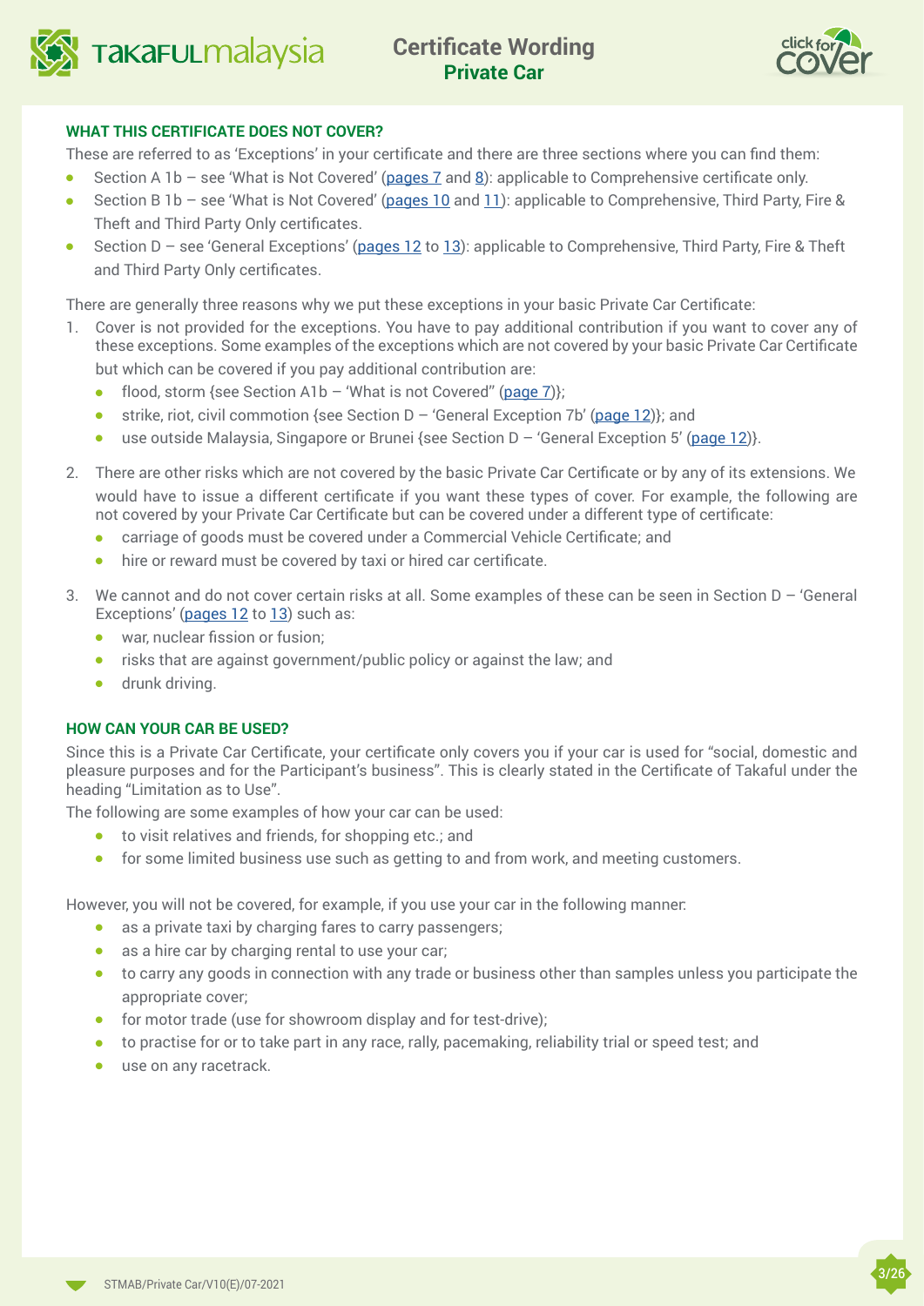## WHAT THIS CERTIFICATE DOES NOT COVER?

These are referred to as 'Exceptions' in your certificate and there are three sections where you can find them:

- Section A 1b – see 'What is Not Covered' (pages 7 and 8): applicable to Comprehensive certificate only.
- Section B 1b – see 'What is Not Covered' (pages 10 and 11): applicable to Comprehensive, Third Party, Fire & Theft and Third Party Only certificates.
- Section D – see 'General Exceptions' (pages 12 to 13): applicable to Comprehensive, Third Party, Fire & Theft and Third Party Only certificates.

There are generally three reasons why we put these exceptions in your basic Private Car Certificate:

1. Cover is not provided for the exceptions. You have to pay additional contribution if you want to cover any of these exceptions. Some examples of the exceptions which are not covered by your basic Private Car Certificate but which can be covered if you pay additional contribution are:
   - flood, storm {see Section A1b – 'What is not Covered" (page 7)};
   - strike, riot, civil commotion {see Section D – 'General Exception 7b' (page 12)}; and
   - use outside Malaysia, Singapore or Brunei {see Section D – 'General Exception 5' (page 12)}.
2. There are other risks which are not covered by the basic Private Car Certificate or by any of its extensions. We would have to issue a different certificate if you want these types of cover. For example, the following are not covered by your Private Car Certificate but can be covered under a different type of certificate:
   - carriage of goods must be covered under a Commercial Vehicle Certificate; and
   - hire or reward must be covered by taxi or hired car certificate.
3. We cannot and do not cover certain risks at all. Some examples of these can be seen in Section D – 'General Exceptions' (pages 12 to 13) such as:
   - war, nuclear fission or fusion;
   - risks that are against government/public policy or against the law; and
   - drunk driving.

## HOW CAN YOUR CAR BE USED?

Since this is a Private Car Certificate, your certificate only covers you if your car is used for "social, domestic and pleasure purposes and for the Participant's business". This is clearly stated in the Certificate of Takaful under the heading "Limitation as to Use".

The following are some examples of how your car can be used:

- to visit relatives and friends, for shopping etc.; and
- for some limited business use such as getting to and from work, and meeting customers.

However, you will not be covered, for example, if you use your car in the following manner:

- as a private taxi by charging fares to carry passengers;
- as a hire car by charging rental to use your car;
- to carry any goods in connection with any trade or business other than samples unless you participate the appropriate cover;
- for motor trade (use for showroom display and for test-drive);
- to practise for or to take part in any race, rally, pacemaking, reliability trial or speed test; and
- use on any racetrack.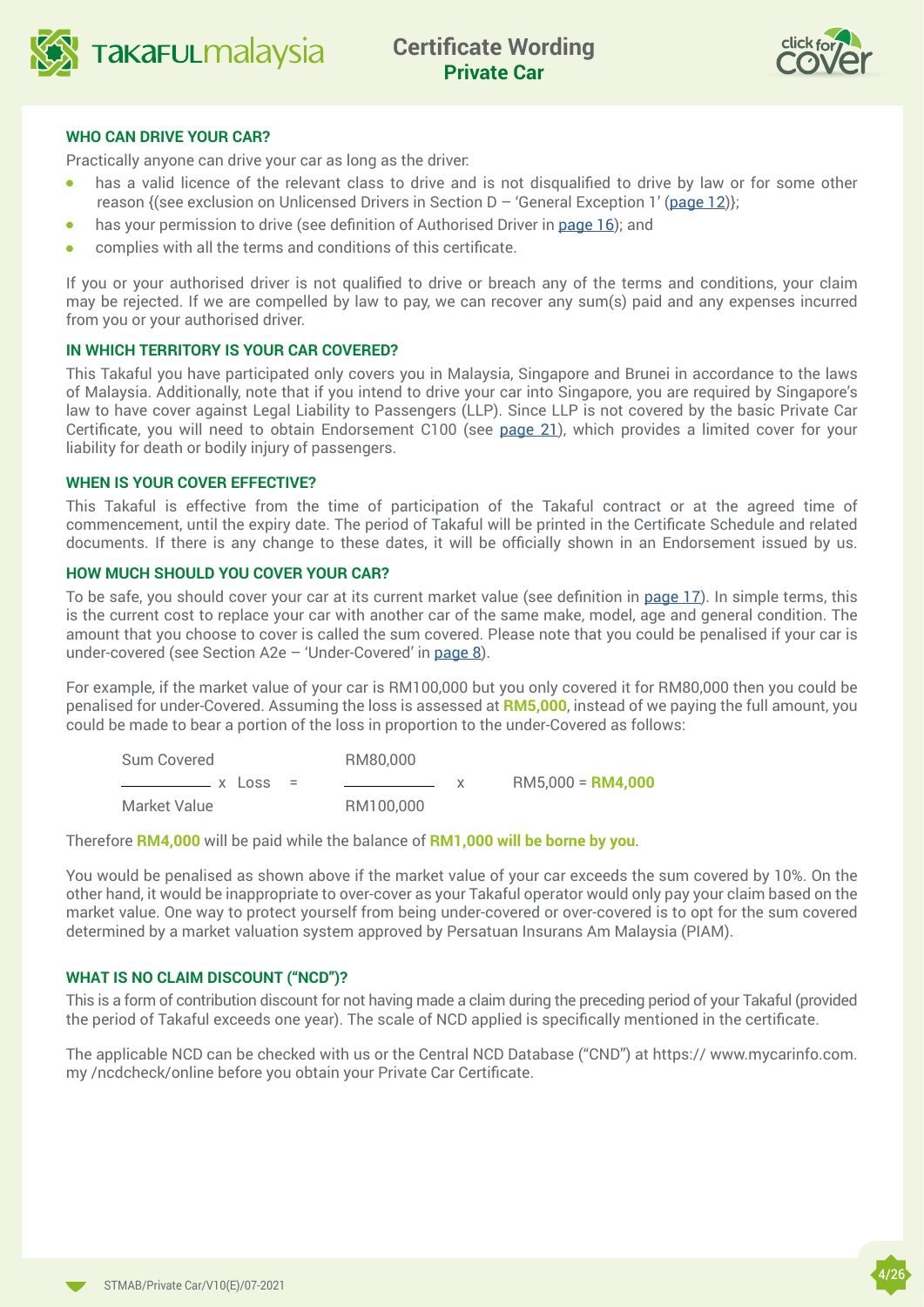### WHO CAN DRIVE YOUR CAR?

Practically anyone can drive your car as long as the driver:

- has a valid licence of the relevant class to drive and is not disqualified to drive by law or for some other reason {(see exclusion on Unlicensed Drivers in Section D – 'General Exception 1' (page 12)};
- has your permission to drive (see definition of Authorised Driver in page 16); and
- complies with all the terms and conditions of this certificate.

If you or your authorised driver is not qualified to drive or breach any of the terms and conditions, your claim may be rejected. If we are compelled by law to pay, we can recover any sum(s) paid and any expenses incurred from you or your authorised driver.

### IN WHICH TERRITORY IS YOUR CAR COVERED?

This Takaful you have participated only covers you in Malaysia, Singapore and Brunei in accordance to the laws of Malaysia. Additionally, note that if you intend to drive your car into Singapore, you are required by Singapore's law to have cover against Legal Liability to Passengers (LLP). Since LLP is not covered by the basic Private Car Certificate, you will need to obtain Endorsement C100 (see page 21), which provides a limited cover for your liability for death or bodily injury of passengers.

### WHEN IS YOUR COVER EFFECTIVE?

This Takaful is effective from the time of participation of the Takaful contract or at the agreed time of commencement, until the expiry date. The period of Takaful will be printed in the Certificate Schedule and related documents. If there is any change to these dates, it will be officially shown in an Endorsement issued by us.

### HOW MUCH SHOULD YOU COVER YOUR CAR?

To be safe, you should cover your car at its current market value (see definition in page 17). In simple terms, this is the current cost to replace your car with another car of the same make, model, age and general condition. The amount that you choose to cover is called the sum covered. Please note that you could be penalised if your car is under-covered (see Section A2e – 'Under-Covered' in page 8).

For example, if the market value of your car is RM100,000 but you only covered it for RM80,000 then you could be penalised for under-Covered. Assuming the loss is assessed at **RM5,000**, instead of we paying the full amount, you could be made to bear a portion of the loss in proportion to the under-Covered as follows:

$$\frac{\text{Sum Covered}}{\text{Market Value}} \times \text{Loss} = \frac{\text{RM80,000}}{\text{RM100,000}} \times \text{RM5,000} = \textbf{RM4,000}$$

Therefore **RM4,000** will be paid while the balance of **RM1,000 will be borne by you**.

You would be penalised as shown above if the market value of your car exceeds the sum covered by 10%. On the other hand, it would be inappropriate to over-cover as your Takaful operator would only pay your claim based on the market value. One way to protect yourself from being under-covered or over-covered is to opt for the sum covered determined by a market valuation system approved by Persatuan Insurans Am Malaysia (PIAM).

### WHAT IS NO CLAIM DISCOUNT ("NCD")?

This is a form of contribution discount for not having made a claim during the preceding period of your Takaful (provided the period of Takaful exceeds one year). The scale of NCD applied is specifically mentioned in the certificate.

The applicable NCD can be checked with us or the Central NCD Database ("CND") at https:// www.mycarinfo.com. my /ncdcheck/online before you obtain your Private Car Certificate.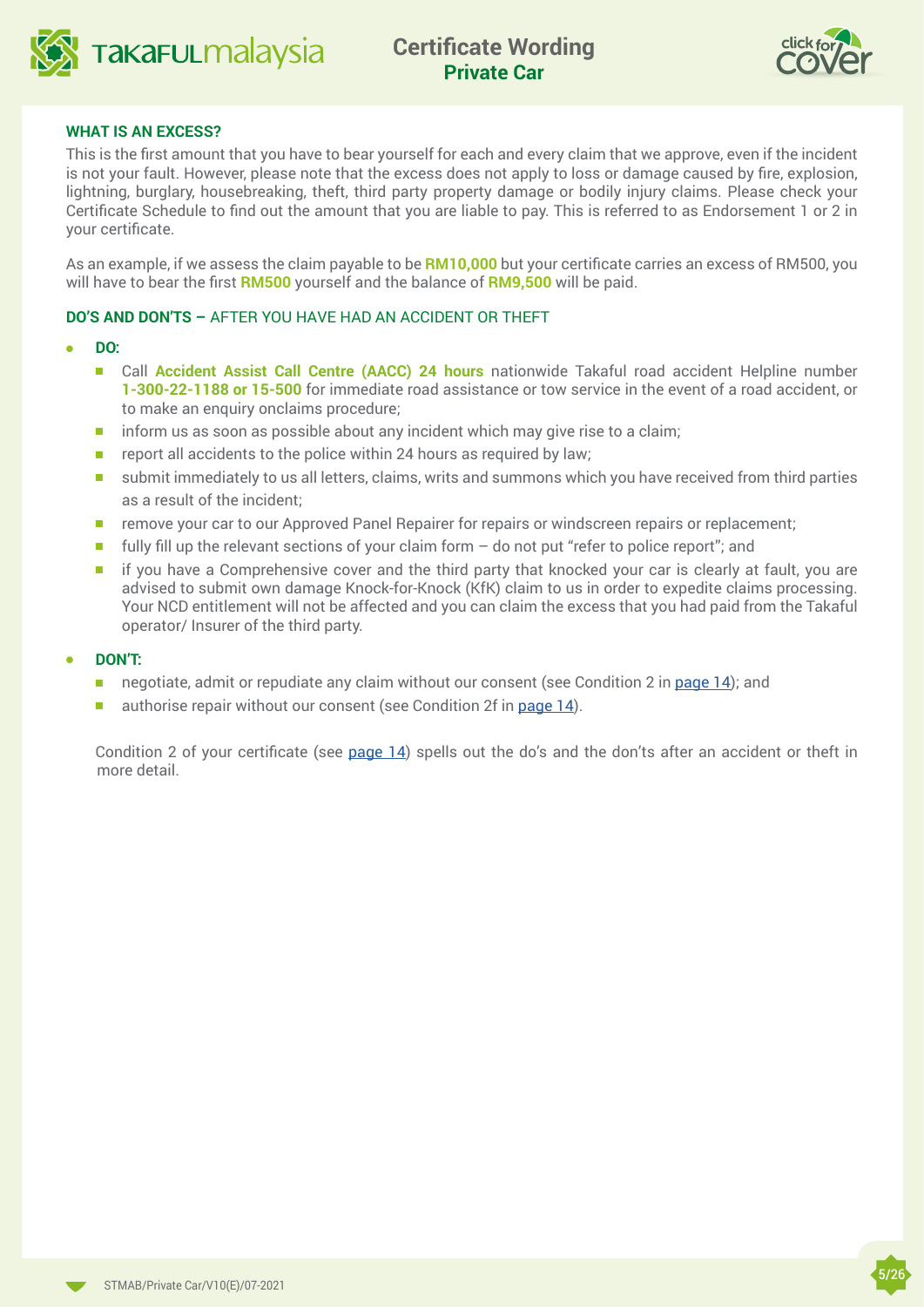### WHAT IS AN EXCESS?

This is the first amount that you have to bear yourself for each and every claim that we approve, even if the incident is not your fault. However, please note that the excess does not apply to loss or damage caused by fire, explosion, lightning, burglary, housebreaking, theft, third party property damage or bodily injury claims. Please check your Certificate Schedule to find out the amount that you are liable to pay. This is referred to as Endorsement 1 or 2 in your certificate.

As an example, if we assess the claim payable to be **RM10,000** but your certificate carries an excess of RM500, you will have to bear the first **RM500** yourself and the balance of **RM9,500** will be paid.

### DO'S AND DON'TS – AFTER YOU HAVE HAD AN ACCIDENT OR THEFT

- **DO:**
  - Call **Accident Assist Call Centre (AACC) 24 hours** nationwide Takaful road accident Helpline number **1-300-22-1188 or 15-500** for immediate road assistance or tow service in the event of a road accident, or to make an enquiry onclaims procedure;
  - inform us as soon as possible about any incident which may give rise to a claim;
  - report all accidents to the police within 24 hours as required by law;
  - submit immediately to us all letters, claims, writs and summons which you have received from third parties as a result of the incident;
  - remove your car to our Approved Panel Repairer for repairs or windscreen repairs or replacement;
  - fully fill up the relevant sections of your claim form – do not put "refer to police report"; and
  - if you have a Comprehensive cover and the third party that knocked your car is clearly at fault, you are advised to submit own damage Knock-for-Knock (KfK) claim to us in order to expedite claims processing. Your NCD entitlement will not be affected and you can claim the excess that you had paid from the Takaful operator/ Insurer of the third party.

- **DON'T:**
  - negotiate, admit or repudiate any claim without our consent (see Condition 2 in page 14); and
  - authorise repair without our consent (see Condition 2f in page 14).

Condition 2 of your certificate (see page 14) spells out the do's and the don'ts after an accident or theft in more detail.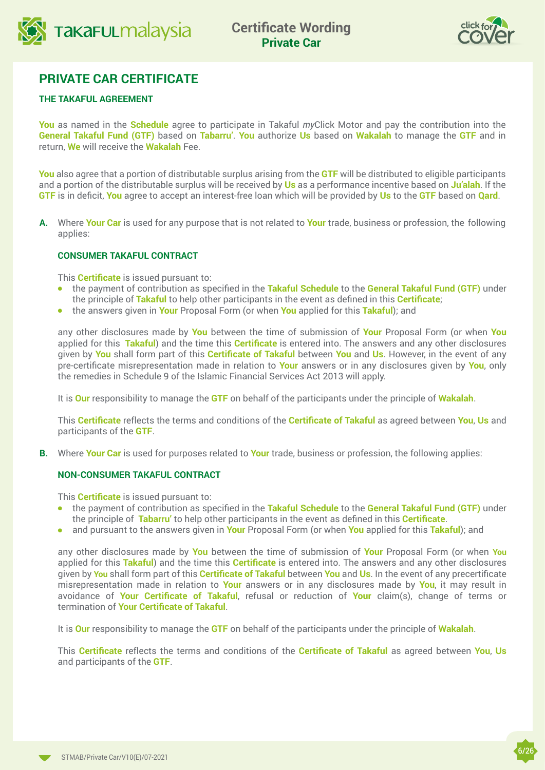# PRIVATE CAR CERTIFICATE

## THE TAKAFUL AGREEMENT

**You** as named in the **Schedule** agree to participate in Takaful *my*Click Motor and pay the contribution into the **General Takaful Fund (GTF)** based on **Tabarru'**. **You** authorize **Us** based on **Wakalah** to manage the **GTF** and in return, **We** will receive the **Wakalah** Fee.

**You** also agree that a portion of distributable surplus arising from the **GTF** will be distributed to eligible participants and a portion of the distributable surplus will be received by **Us** as a performance incentive based on **Ju'alah**. If the **GTF** is in deficit, **You** agree to accept an interest-free loan which will be provided by **Us** to the **GTF** based on **Qard**.

**A.** Where **Your Car** is used for any purpose that is not related to **Your** trade, business or profession, the following applies:

### CONSUMER TAKAFUL CONTRACT

This **Certificate** is issued pursuant to:

- the payment of contribution as specified in the **Takaful Schedule** to the **General Takaful Fund (GTF)** under the principle of **Takaful** to help other participants in the event as defined in this **Certificate**;
- the answers given in **Your** Proposal Form (or when **You** applied for this **Takaful**); and

any other disclosures made by **You** between the time of submission of **Your** Proposal Form (or when **You** applied for this **Takaful**) and the time this **Certificate** is entered into. The answers and any other disclosures given by **You** shall form part of this **Certificate of Takaful** between **You** and **Us**. However, in the event of any pre-certificate misrepresentation made in relation to **Your** answers or in any disclosures given by **You**, only the remedies in Schedule 9 of the Islamic Financial Services Act 2013 will apply.

It is **Our** responsibility to manage the **GTF** on behalf of the participants under the principle of **Wakalah**.

This **Certificate** reflects the terms and conditions of the **Certificate of Takaful** as agreed between **You**, **Us** and participants of the **GTF**.

**B.** Where **Your Car** is used for purposes related to **Your** trade, business or profession, the following applies:

### NON-CONSUMER TAKAFUL CONTRACT

This **Certificate** is issued pursuant to:

- the payment of contribution as specified in the **Takaful Schedule** to the **General Takaful Fund (GTF)** under the principle of **Tabarru'** to help other participants in the event as defined in this **Certificate**.
- and pursuant to the answers given in **Your** Proposal Form (or when **You** applied for this **Takaful**); and

any other disclosures made by **You** between the time of submission of **Your** Proposal Form (or when **You** applied for this **Takaful**) and the time this **Certificate** is entered into. The answers and any other disclosures given by **You** shall form part of this **Certificate of Takaful** between **You** and **Us**. In the event of any precertificate misrepresentation made in relation to **Your** answers or in any disclosures made by **You**, it may result in avoidance of **Your Certificate of Takaful**, refusal or reduction of **Your** claim(s), change of terms or termination of **Your Certificate of Takaful**.

It is **Our** responsibility to manage the **GTF** on behalf of the participants under the principle of **Wakalah**.

This **Certificate** reflects the terms and conditions of the **Certificate of Takaful** as agreed between **You**, **Us** and participants of the **GTF**.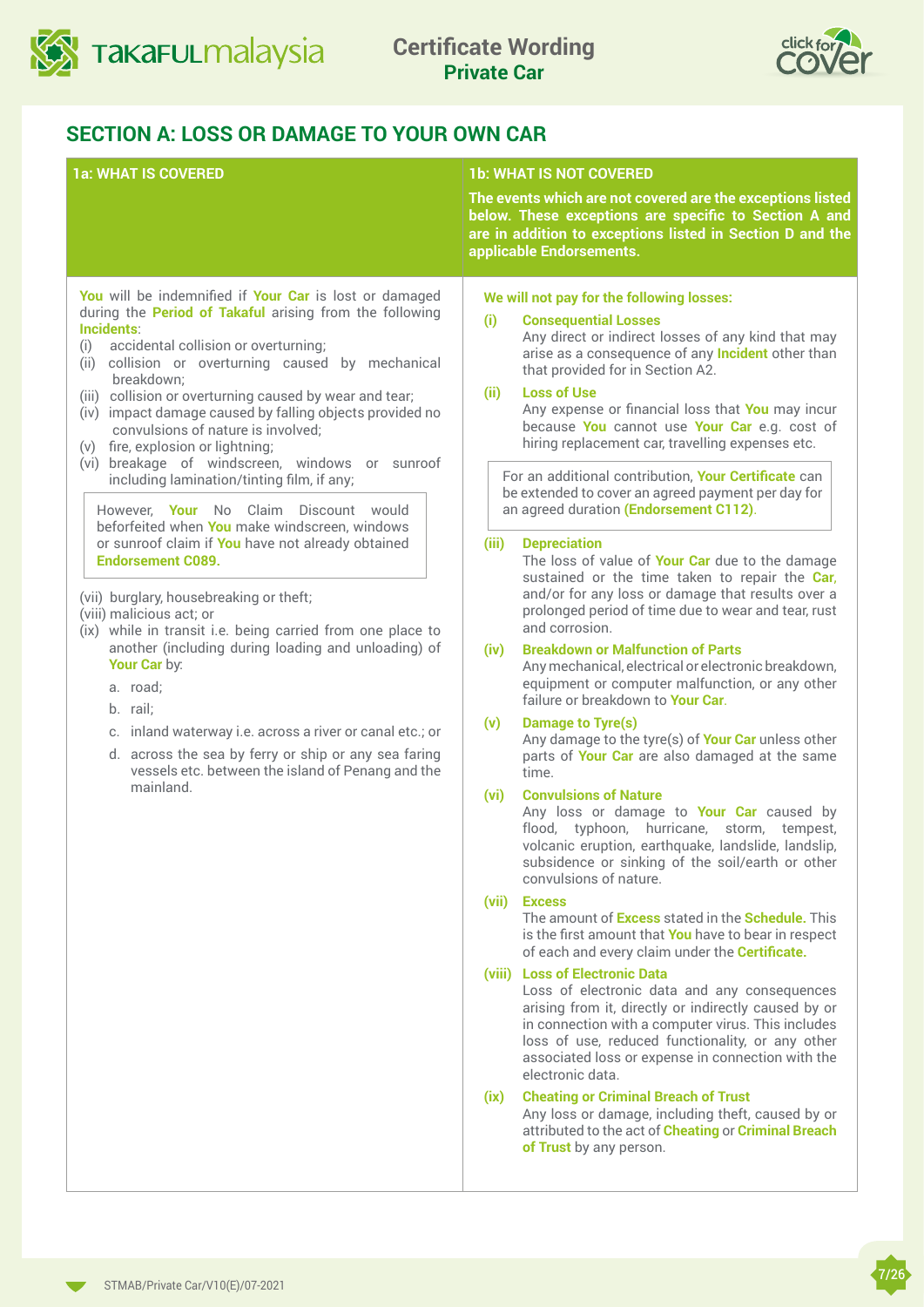## SECTION A: LOSS OR DAMAGE TO YOUR OWN CAR

### 1a: WHAT IS COVERED

**You** will be indemnified if **Your Car** is lost or damaged during the **Period of Takaful** arising from the following **Incidents**:

(i) accidental collision or overturning;
(ii) collision or overturning caused by mechanical breakdown;
(iii) collision or overturning caused by wear and tear;
(iv) impact damage caused by falling objects provided no convulsions of nature is involved;
(v) fire, explosion or lightning;
(vi) breakage of windscreen, windows or sunroof including lamination/tinting film, if any;

> However, **Your** No Claim Discount would beforfeited when **You** make windscreen, windows or sunroof claim if **You** have not already obtained **Endorsement C089.**

(vii) burglary, housebreaking or theft;
(viii) malicious act; or
(ix) while in transit i.e. being carried from one place to another (including during loading and unloading) of **Your Car** by:

a. road;
b. rail;
c. inland waterway i.e. across a river or canal etc.; or
d. across the sea by ferry or ship or any sea faring vessels etc. between the island of Penang and the mainland.

### 1b: WHAT IS NOT COVERED

**The events which are not covered are the exceptions listed below. These exceptions are specific to Section A and are in addition to exceptions listed in Section D and the applicable Endorsements.**

**We will not pay for the following losses:**

**(i) Consequential Losses**
Any direct or indirect losses of any kind that may arise as a consequence of any **Incident** other than that provided for in Section A2.

**(ii) Loss of Use**
Any expense or financial loss that **You** may incur because **You** cannot use **Your Car** e.g. cost of hiring replacement car, travelling expenses etc.

> For an additional contribution, **Your Certificate** can be extended to cover an agreed payment per day for an agreed duration **(Endorsement C112)**.

**(iii) Depreciation**
The loss of value of **Your Car** due to the damage sustained or the time taken to repair the **Car**, and/or for any loss or damage that results over a prolonged period of time due to wear and tear, rust and corrosion.

**(iv) Breakdown or Malfunction of Parts**
Any mechanical, electrical or electronic breakdown, equipment or computer malfunction, or any other failure or breakdown to **Your Car**.

**(v) Damage to Tyre(s)**
Any damage to the tyre(s) of **Your Car** unless other parts of **Your Car** are also damaged at the same time.

**(vi) Convulsions of Nature**
Any loss or damage to **Your Car** caused by flood, typhoon, hurricane, storm, tempest, volcanic eruption, earthquake, landslide, landslip, subsidence or sinking of the soil/earth or other convulsions of nature.

**(vii) Excess**
The amount of **Excess** stated in the **Schedule**. This is the first amount that **You** have to bear in respect of each and every claim under the **Certificate.**

**(viii) Loss of Electronic Data**
Loss of electronic data and any consequences arising from it, directly or indirectly caused by or in connection with a computer virus. This includes loss of use, reduced functionality, or any other associated loss or expense in connection with the electronic data.

**(ix) Cheating or Criminal Breach of Trust**
Any loss or damage, including theft, caused by or attributed to the act of **Cheating** or **Criminal Breach of Trust** by any person.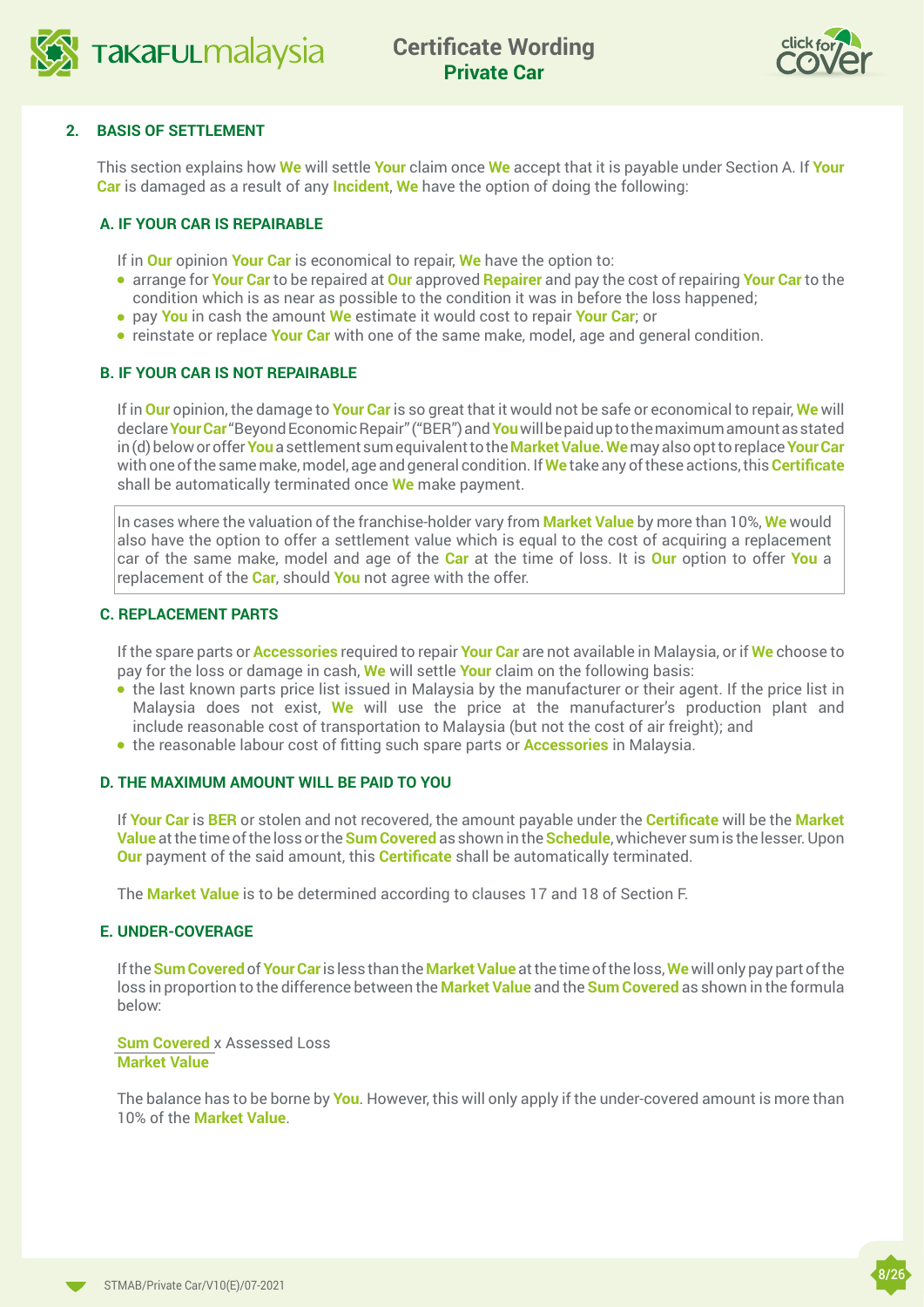## 2. BASIS OF SETTLEMENT

This section explains how **We** will settle **Your** claim once **We** accept that it is payable under Section A. If **Your Car** is damaged as a result of any **Incident**, **We** have the option of doing the following:

### A. IF YOUR CAR IS REPAIRABLE

If in **Our** opinion **Your Car** is economical to repair, **We** have the option to:

- arrange for **Your Car** to be repaired at **Our** approved **Repairer** and pay the cost of repairing **Your Car** to the condition which is as near as possible to the condition it was in before the loss happened;
- pay **You** in cash the amount **We** estimate it would cost to repair **Your Car**; or
- reinstate or replace **Your Car** with one of the same make, model, age and general condition.

### B. IF YOUR CAR IS NOT REPAIRABLE

If in **Our** opinion, the damage to **Your Car** is so great that it would not be safe or economical to repair, **We** will declare **Your Car** "Beyond Economic Repair" ("BER") and **You** will be paid up to the maximum amount as stated in (d) below or offer **You** a settlement sum equivalent to the **Market Value**. **We** may also opt to replace **Your Car** with one of the same make, model, age and general condition. If **We** take any of these actions, this **Certificate** shall be automatically terminated once **We** make payment.

In cases where the valuation of the franchise-holder vary from **Market Value** by more than 10%, **We** would also have the option to offer a settlement value which is equal to the cost of acquiring a replacement car of the same make, model and age of the **Car** at the time of loss. It is **Our** option to offer **You** a replacement of the **Car**, should **You** not agree with the offer.

### C. REPLACEMENT PARTS

If the spare parts or **Accessories** required to repair **Your Car** are not available in Malaysia, or if **We** choose to pay for the loss or damage in cash, **We** will settle **Your** claim on the following basis:

- the last known parts price list issued in Malaysia by the manufacturer or their agent. If the price list in Malaysia does not exist, **We** will use the price at the manufacturer's production plant and include reasonable cost of transportation to Malaysia (but not the cost of air freight); and
- the reasonable labour cost of fitting such spare parts or **Accessories** in Malaysia.

### D. THE MAXIMUM AMOUNT WILL BE PAID TO YOU

If **Your Car** is **BER** or stolen and not recovered, the amount payable under the **Certificate** will be the **Market Value** at the time of the loss or the **Sum Covered** as shown in the **Schedule**, whichever sum is the lesser. Upon **Our** payment of the said amount, this **Certificate** shall be automatically terminated.

The **Market Value** is to be determined according to clauses 17 and 18 of Section F.

### E. UNDER-COVERAGE

If the **Sum Covered** of **Your Car** is less than the **Market Value** at the time of the loss, **We** will only pay part of the loss in proportion to the difference between the **Market Value** and the **Sum Covered** as shown in the formula below:

$$\frac{\textbf{Sum Covered}}{\textbf{Market Value}} \times \text{Assessed Loss}$$

The balance has to be borne by **You**. However, this will only apply if the under-covered amount is more than 10% of the **Market Value**.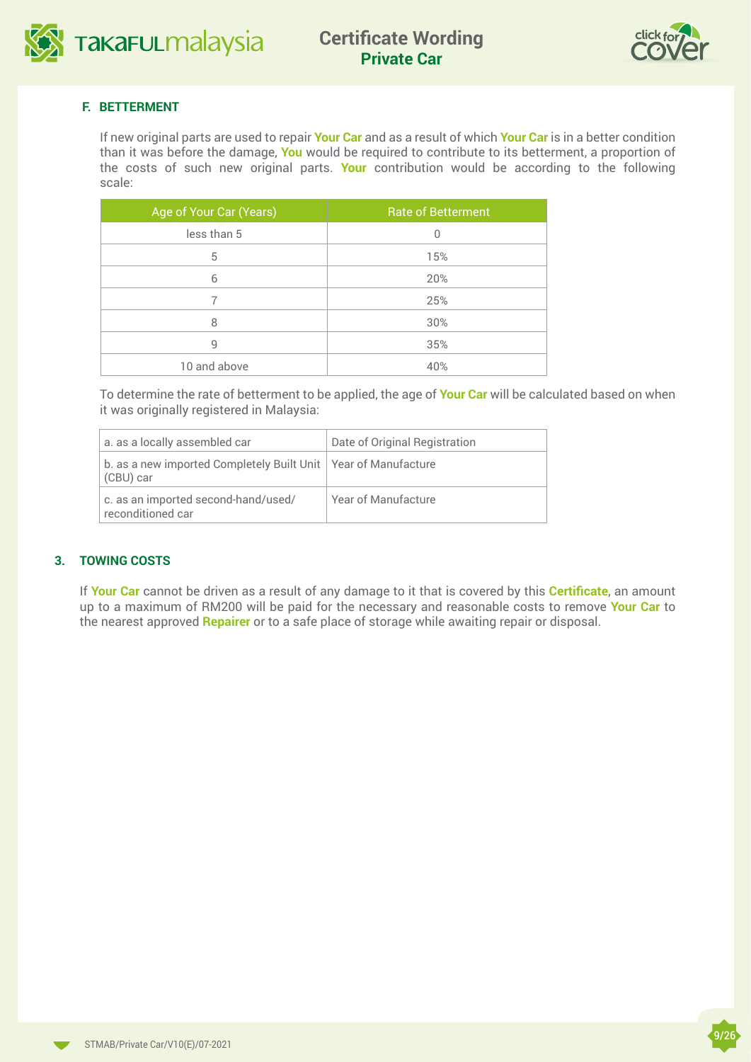### F. BETTERMENT

If new original parts are used to repair **Your Car** and as a result of which **Your Car** is in a better condition than it was before the damage, **You** would be required to contribute to its betterment, a proportion of the costs of such new original parts. **Your** contribution would be according to the following scale:

| Age of Your Car (Years) | Rate of Betterment |
|---|---|
| less than 5 | 0 |
| 5 | 15% |
| 6 | 20% |
| 7 | 25% |
| 8 | 30% |
| 9 | 35% |
| 10 and above | 40% |

To determine the rate of betterment to be applied, the age of **Your Car** will be calculated based on when it was originally registered in Malaysia:

| | |
|---|---|
| a. as a locally assembled car | Date of Original Registration |
| b. as a new imported Completely Built Unit (CBU) car | Year of Manufacture |
| c. as an imported second-hand/used/ reconditioned car | Year of Manufacture |

### 3. TOWING COSTS

If **Your Car** cannot be driven as a result of any damage to it that is covered by this **Certificate**, an amount up to a maximum of RM200 will be paid for the necessary and reasonable costs to remove **Your Car** to the nearest approved **Repairer** or to a safe place of storage while awaiting repair or disposal.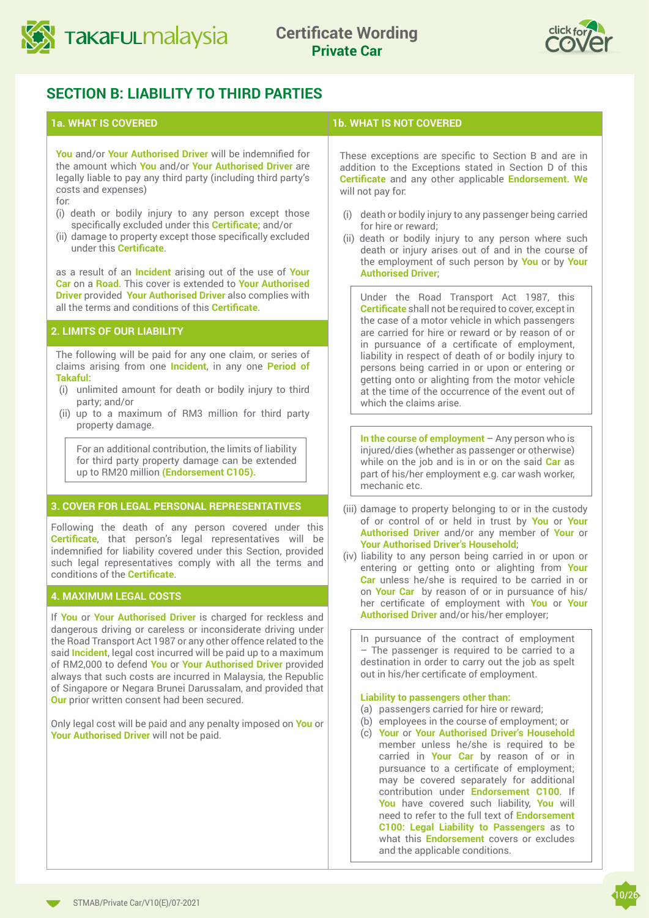## SECTION B: LIABILITY TO THIRD PARTIES

### 1a. WHAT IS COVERED

**You** and/or **Your Authorised Driver** will be indemnified for the amount which **You** and/or **Your Authorised Driver** are legally liable to pay any third party (including third party's costs and expenses) for:

(i) death or bodily injury to any person except those specifically excluded under this **Certificate**; and/or
(ii) damage to property except those specifically excluded under this **Certificate**.

as a result of an **Incident** arising out of the use of **Your Car** on a **Road**. This cover is extended to **Your Authorised Driver** provided **Your Authorised Driver** also complies with all the terms and conditions of this **Certificate**.

### 2. LIMITS OF OUR LIABILITY

The following will be paid for any one claim, or series of claims arising from one **Incident**, in any one **Period of Takaful:**

(i) unlimited amount for death or bodily injury to third party; and/or
(ii) up to a maximum of RM3 million for third party property damage.

> For an additional contribution, the limits of liability for third party property damage can be extended up to RM20 million **(Endorsement C105).**

### 3. COVER FOR LEGAL PERSONAL REPRESENTATIVES

Following the death of any person covered under this **Certificate**, that person's legal representatives will be indemnified for liability covered under this Section, provided such legal representatives comply with all the terms and conditions of the **Certificate**.

### 4. MAXIMUM LEGAL COSTS

If **You** or **Your Authorised Driver** is charged for reckless and dangerous driving or careless or inconsiderate driving under the Road Transport Act 1987 or any other offence related to the said **Incident**, legal cost incurred will be paid up to a maximum of RM2,000 to defend **You** or **Your Authorised Driver** provided always that such costs are incurred in Malaysia, the Republic of Singapore or Negara Brunei Darussalam, and provided that **Our** prior written consent had been secured.

Only legal cost will be paid and any penalty imposed on **You** or **Your Authorised Driver** will not be paid.

### 1b. WHAT IS NOT COVERED

These exceptions are specific to Section B and are in addition to the Exceptions stated in Section D of this **Certificate** and any other applicable **Endorsement. We** will not pay for:

(i) death or bodily injury to any passenger being carried for hire or reward;
(ii) death or bodily injury to any person where such death or injury arises out of and in the course of the employment of such person by **You** or by **Your Authorised Driver**;

> Under the Road Transport Act 1987, this **Certificate** shall not be required to cover, except in the case of a motor vehicle in which passengers are carried for hire or reward or by reason of or in pursuance of a certificate of employment, liability in respect of death of or bodily injury to persons being carried in or upon or entering or getting onto or alighting from the motor vehicle at the time of the occurrence of the event out of which the claims arise.

> **In the course of employment** – Any person who is injured/dies (whether as passenger or otherwise) while on the job and is in or on the said **Car** as part of his/her employment e.g. car wash worker, mechanic etc.

(iii) damage to property belonging to or in the custody of or control of or held in trust by **You** or **Your Authorised Driver** and/or any member of **Your** or **Your Authorised Driver's Household**;
(iv) liability to any person being carried in or upon or entering or getting onto or alighting from **Your Car** unless he/she is required to be carried in or on **Your Car** by reason of or in pursuance of his/her certificate of employment with **You** or **Your Authorised Driver** and/or his/her employer;

> In pursuance of the contract of employment – The passenger is required to be carried to a destination in order to carry out the job as spelt out in his/her certificate of employment.
>
> **Liability to passengers other than:**
> (a) passengers carried for hire or reward;
> (b) employees in the course of employment; or
> (c) **Your** or **Your Authorised Driver's Household** member unless he/she is required to be carried in **Your Car** by reason of or in pursuance to a certificate of employment;
>
> may be covered separately for additional contribution under **Endorsement C100**. If **You** have covered such liability, **You** will need to refer to the full text of **Endorsement C100: Legal Liability to Passengers** as to what this **Endorsement** covers or excludes and the applicable conditions.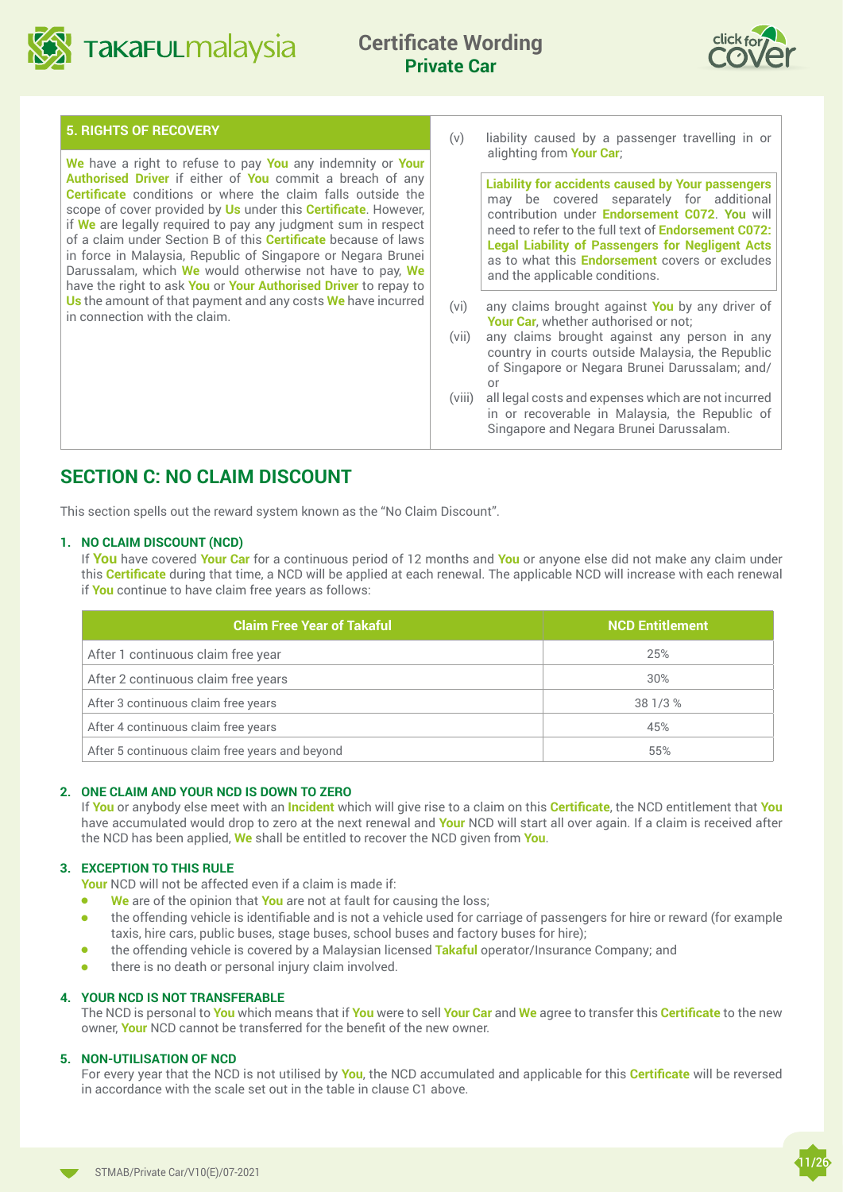### 5. RIGHTS OF RECOVERY

**We** have a right to refuse to pay **You** any indemnity or **Your Authorised Driver** if either of **You** commit a breach of any **Certificate** conditions or where the claim falls outside the scope of cover provided by **Us** under this **Certificate**. However, if **We** are legally required to pay any judgment sum in respect of a claim under Section B of this **Certificate** because of laws in force in Malaysia, Republic of Singapore or Negara Brunei Darussalam, which **We** would otherwise not have to pay, **We** have the right to ask **You** or **Your Authorised Driver** to repay to **Us** the amount of that payment and any costs **We** have incurred in connection with the claim.

(v) liability caused by a passenger travelling in or alighting from **Your Car**;

> **Liability for accidents caused by Your passengers** may be covered separately for additional contribution under **Endorsement C072**. **You** will need to refer to the full text of **Endorsement C072: Legal Liability of Passengers for Negligent Acts** as to what this **Endorsement** covers or excludes and the applicable conditions.

(vi) any claims brought against **You** by any driver of **Your Car**, whether authorised or not;

(vii) any claims brought against any person in any country in courts outside Malaysia, the Republic of Singapore or Negara Brunei Darussalam; and/or

(viii) all legal costs and expenses which are not incurred in or recoverable in Malaysia, the Republic of Singapore and Negara Brunei Darussalam.

## SECTION C: NO CLAIM DISCOUNT

This section spells out the reward system known as the "No Claim Discount".

### 1. NO CLAIM DISCOUNT (NCD)

If **You** have covered **Your Car** for a continuous period of 12 months and **You** or anyone else did not make any claim under this **Certificate** during that time, a NCD will be applied at each renewal. The applicable NCD will increase with each renewal if **You** continue to have claim free years as follows:

| Claim Free Year of Takaful | NCD Entitlement |
|---|---|
| After 1 continuous claim free year | 25% |
| After 2 continuous claim free years | 30% |
| After 3 continuous claim free years | 38 1/3 % |
| After 4 continuous claim free years | 45% |
| After 5 continuous claim free years and beyond | 55% |

### 2. ONE CLAIM AND YOUR NCD IS DOWN TO ZERO

If **You** or anybody else meet with an **Incident** which will give rise to a claim on this **Certificate**, the NCD entitlement that **You** have accumulated would drop to zero at the next renewal and **Your** NCD will start all over again. If a claim is received after the NCD has been applied, **We** shall be entitled to recover the NCD given from **You**.

### 3. EXCEPTION TO THIS RULE

**Your** NCD will not be affected even if a claim is made if:

- **We** are of the opinion that **You** are not at fault for causing the loss;
- the offending vehicle is identifiable and is not a vehicle used for carriage of passengers for hire or reward (for example taxis, hire cars, public buses, stage buses, school buses and factory buses for hire);
- the offending vehicle is covered by a Malaysian licensed **Takaful** operator/Insurance Company; and
- there is no death or personal injury claim involved.

### 4. YOUR NCD IS NOT TRANSFERABLE

The NCD is personal to **You** which means that if **You** were to sell **Your Car** and **We** agree to transfer this **Certificate** to the new owner, **Your** NCD cannot be transferred for the benefit of the new owner.

### 5. NON-UTILISATION OF NCD

For every year that the NCD is not utilised by **You**, the NCD accumulated and applicable for this **Certificate** will be reversed in accordance with the scale set out in the table in clause C1 above.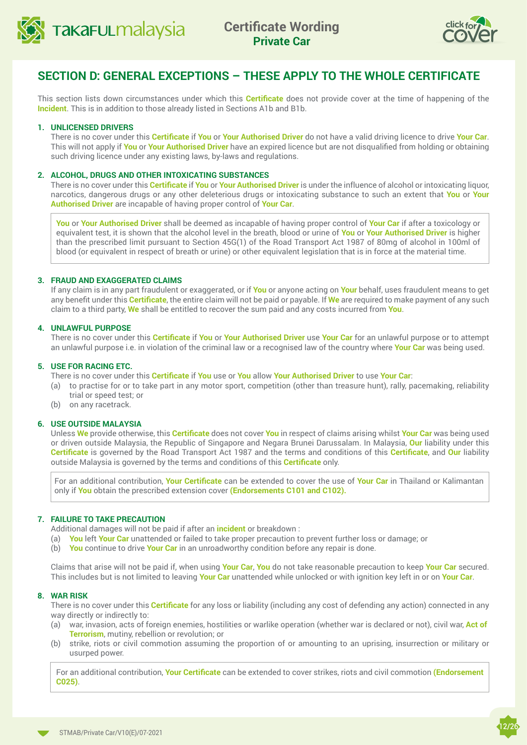## SECTION D: GENERAL EXCEPTIONS – THESE APPLY TO THE WHOLE CERTIFICATE

This section lists down circumstances under which this **Certificate** does not provide cover at the time of happening of the **Incident**. This is in addition to those already listed in Sections A1b and B1b.

**1. UNLICENSED DRIVERS**

There is no cover under this **Certificate** if **You** or **Your Authorised Driver** do not have a valid driving licence to drive **Your Car**. This will not apply if **You** or **Your Authorised Driver** have an expired licence but are not disqualified from holding or obtaining such driving licence under any existing laws, by-laws and regulations.

**2. ALCOHOL, DRUGS AND OTHER INTOXICATING SUBSTANCES**

There is no cover under this **Certificate** if **You** or **Your Authorised Driver** is under the influence of alcohol or intoxicating liquor, narcotics, dangerous drugs or any other deleterious drugs or intoxicating substance to such an extent that **You** or **Your Authorised Driver** are incapable of having proper control of **Your Car**.

> **You** or **Your Authorised Driver** shall be deemed as incapable of having proper control of **Your Car** if after a toxicology or equivalent test, it is shown that the alcohol level in the breath, blood or urine of **You** or **Your Authorised Driver** is higher than the prescribed limit pursuant to Section 45G(1) of the Road Transport Act 1987 of 80mg of alcohol in 100ml of blood (or equivalent in respect of breath or urine) or other equivalent legislation that is in force at the material time.

**3. FRAUD AND EXAGGERATED CLAIMS**

If any claim is in any part fraudulent or exaggerated, or if **You** or anyone acting on **Your** behalf, uses fraudulent means to get any benefit under this **Certificate**, the entire claim will not be paid or payable. If **We** are required to make payment of any such claim to a third party, **We** shall be entitled to recover the sum paid and any costs incurred from **You**.

**4. UNLAWFUL PURPOSE**

There is no cover under this **Certificate** if **You** or **Your Authorised Driver** use **Your Car** for an unlawful purpose or to attempt an unlawful purpose i.e. in violation of the criminal law or a recognised law of the country where **Your Car** was being used.

**5. USE FOR RACING ETC.**

There is no cover under this **Certificate** if **You** use or **You** allow **Your Authorised Driver** to use **Your Car**:

(a) to practise for or to take part in any motor sport, competition (other than treasure hunt), rally, pacemaking, reliability trial or speed test; or

(b) on any racetrack.

**6. USE OUTSIDE MALAYSIA**

Unless **We** provide otherwise, this **Certificate** does not cover **You** in respect of claims arising whilst **Your Car** was being used or driven outside Malaysia, the Republic of Singapore and Negara Brunei Darussalam. In Malaysia, **Our** liability under this **Certificate** is governed by the Road Transport Act 1987 and the terms and conditions of this **Certificate**, and **Our** liability outside Malaysia is governed by the terms and conditions of this **Certificate** only.

> For an additional contribution, **Your Certificate** can be extended to cover the use of **Your Car** in Thailand or Kalimantan only if **You** obtain the prescribed extension cover **(Endorsements C101 and C102)**.

**7. FAILURE TO TAKE PRECAUTION**

Additional damages will not be paid if after an **incident** or breakdown :

(a) **You** left **Your Car** unattended or failed to take proper precaution to prevent further loss or damage; or

(b) **You** continue to drive **Your Car** in an unroadworthy condition before any repair is done.

Claims that arise will not be paid if, when using **Your Car**, **You** do not take reasonable precaution to keep **Your Car** secured. This includes but is not limited to leaving **Your Car** unattended while unlocked or with ignition key left in or on **Your Car**.

**8. WAR RISK**

There is no cover under this **Certificate** for any loss or liability (including any cost of defending any action) connected in any way directly or indirectly to:

(a) war, invasion, acts of foreign enemies, hostilities or warlike operation (whether war is declared or not), civil war, **Act of Terrorism**, mutiny, rebellion or revolution; or

(b) strike, riots or civil commotion assuming the proportion of or amounting to an uprising, insurrection or military or usurped power.

> For an additional contribution, **Your Certificate** can be extended to cover strikes, riots and civil commotion **(Endorsement C025)**.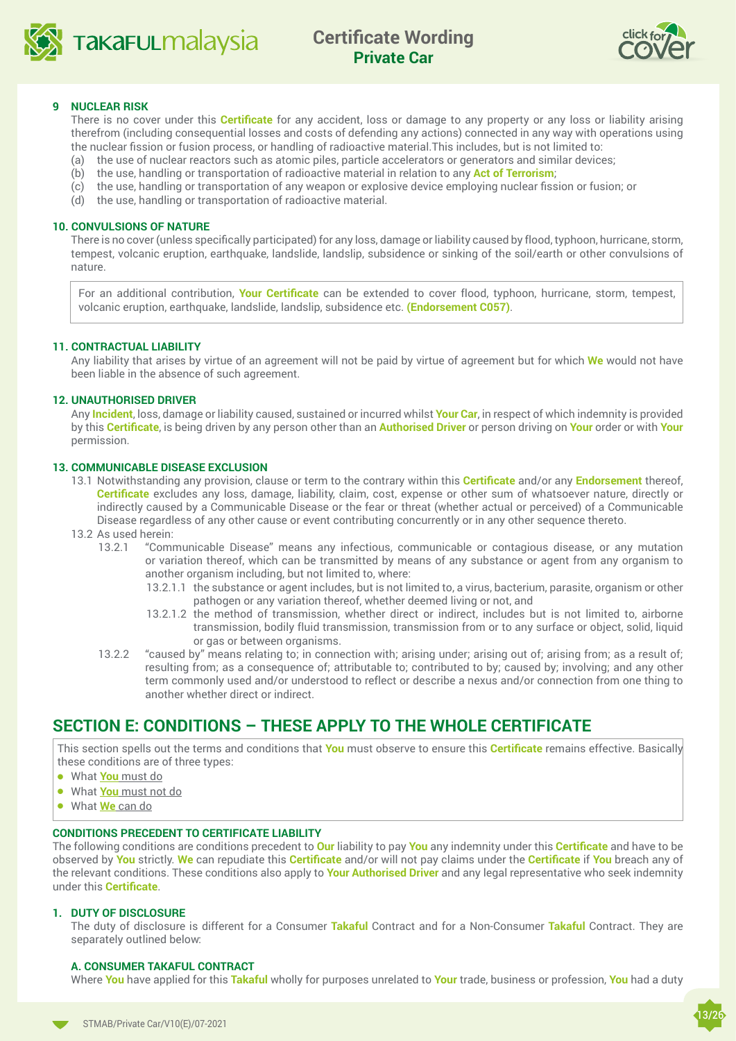**9 NUCLEAR RISK**

There is no cover under this **Certificate** for any accident, loss or damage to any property or any loss or liability arising therefrom (including consequential losses and costs of defending any actions) connected in any way with operations using the nuclear fission or fusion process, or handling of radioactive material.This includes, but is not limited to:

(a) the use of nuclear reactors such as atomic piles, particle accelerators or generators and similar devices;
(b) the use, handling or transportation of radioactive material in relation to any **Act of Terrorism**;
(c) the use, handling or transportation of any weapon or explosive device employing nuclear fission or fusion; or
(d) the use, handling or transportation of radioactive material.

**10. CONVULSIONS OF NATURE**

There is no cover (unless specifically participated) for any loss, damage or liability caused by flood, typhoon, hurricane, storm, tempest, volcanic eruption, earthquake, landslide, landslip, subsidence or sinking of the soil/earth or other convulsions of nature.

> For an additional contribution, **Your Certificate** can be extended to cover flood, typhoon, hurricane, storm, tempest, volcanic eruption, earthquake, landslide, landslip, subsidence etc. **(Endorsement C057)**.

**11. CONTRACTUAL LIABILITY**

Any liability that arises by virtue of an agreement will not be paid by virtue of agreement but for which **We** would not have been liable in the absence of such agreement.

**12. UNAUTHORISED DRIVER**

Any **Incident**, loss, damage or liability caused, sustained or incurred whilst **Your Car**, in respect of which indemnity is provided by this **Certificate**, is being driven by any person other than an **Authorised Driver** or person driving on **Your** order or with **Your** permission.

**13. COMMUNICABLE DISEASE EXCLUSION**

13.1 Notwithstanding any provision, clause or term to the contrary within this **Certificate** and/or any **Endorsement** thereof, **Certificate** excludes any loss, damage, liability, claim, cost, expense or other sum of whatsoever nature, directly or indirectly caused by a Communicable Disease or the fear or threat (whether actual or perceived) of a Communicable Disease regardless of any other cause or event contributing concurrently or in any other sequence thereto.

13.2 As used herein:

13.2.1 "Communicable Disease" means any infectious, communicable or contagious disease, or any mutation or variation thereof, which can be transmitted by means of any substance or agent from any organism to another organism including, but not limited to, where:

13.2.1.1 the substance or agent includes, but is not limited to, a virus, bacterium, parasite, organism or other pathogen or any variation thereof, whether deemed living or not, and

13.2.1.2 the method of transmission, whether direct or indirect, includes but is not limited to, airborne transmission, bodily fluid transmission, transmission from or to any surface or object, solid, liquid or gas or between organisms.

13.2.2 "caused by" means relating to; in connection with; arising under; arising out of; arising from; as a result of; resulting from; as a consequence of; attributable to; contributed to by; caused by; involving; and any other term commonly used and/or understood to reflect or describe a nexus and/or connection from one thing to another whether direct or indirect.

## SECTION E: CONDITIONS – THESE APPLY TO THE WHOLE CERTIFICATE

> This section spells out the terms and conditions that **You** must observe to ensure this **Certificate** remains effective. Basically these conditions are of three types:
> - What **You** must do
> - What **You** must not do
> - What **We** can do

**CONDITIONS PRECEDENT TO CERTIFICATE LIABILITY**

The following conditions are conditions precedent to **Our** liability to pay **You** any indemnity under this **Certificate** and have to be observed by **You** strictly. **We** can repudiate this **Certificate** and/or will not pay claims under the **Certificate** if **You** breach any of the relevant conditions. These conditions also apply to **Your Authorised Driver** and any legal representative who seek indemnity under this **Certificate**.

**1. DUTY OF DISCLOSURE**

The duty of disclosure is different for a Consumer **Takaful** Contract and for a Non-Consumer **Takaful** Contract. They are separately outlined below:

**A. CONSUMER TAKAFUL CONTRACT**

Where **You** have applied for this **Takaful** wholly for purposes unrelated to **Your** trade, business or profession, **You** had a duty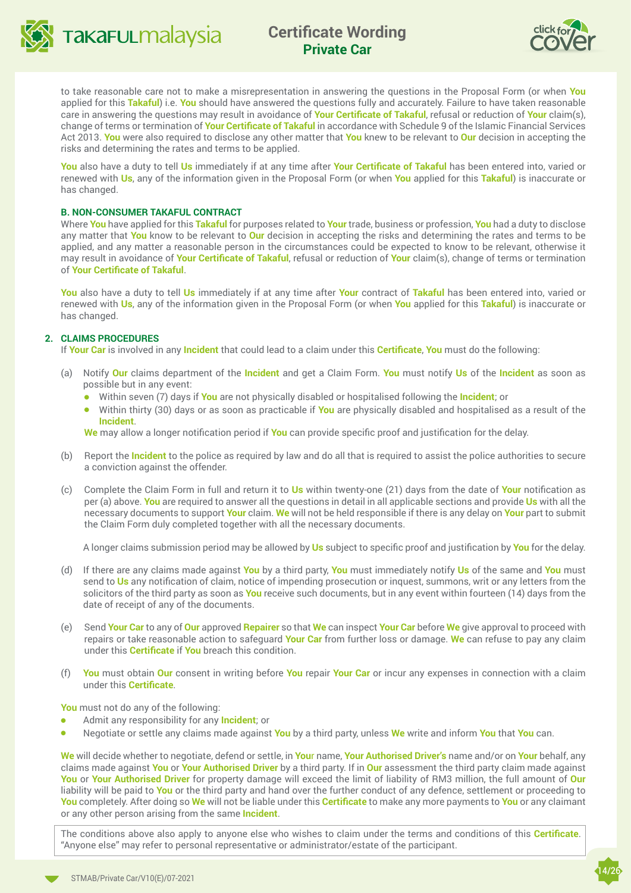to take reasonable care not to make a misrepresentation in answering the questions in the Proposal Form (or when **You** applied for this **Takaful**) i.e. **You** should have answered the questions fully and accurately. Failure to have taken reasonable care in answering the questions may result in avoidance of **Your Certificate of Takaful**, refusal or reduction of **Your** claim(s), change of terms or termination of **Your Certificate of Takaful** in accordance with Schedule 9 of the Islamic Financial Services Act 2013. **You** were also required to disclose any other matter that **You** knew to be relevant to **Our** decision in accepting the risks and determining the rates and terms to be applied.

**You** also have a duty to tell **Us** immediately if at any time after **Your Certificate of Takaful** has been entered into, varied or renewed with **Us**, any of the information given in the Proposal Form (or when **You** applied for this **Takaful**) is inaccurate or has changed.

**B. NON-CONSUMER TAKAFUL CONTRACT**

Where **You** have applied for this **Takaful** for purposes related to **Your** trade, business or profession, **You** had a duty to disclose any matter that **You** know to be relevant to **Our** decision in accepting the risks and determining the rates and terms to be applied, and any matter a reasonable person in the circumstances could be expected to know to be relevant, otherwise it may result in avoidance of **Your Certificate of Takaful**, refusal or reduction of **Your** claim(s), change of terms or termination of **Your Certificate of Takaful**.

**You** also have a duty to tell **Us** immediately if at any time after **Your** contract of **Takaful** has been entered into, varied or renewed with **Us**, any of the information given in the Proposal Form (or when **You** applied for this **Takaful**) is inaccurate or has changed.

**2. CLAIMS PROCEDURES**

If **Your Car** is involved in any **Incident** that could lead to a claim under this **Certificate**, **You** must do the following:

(a) Notify **Our** claims department of the **Incident** and get a Claim Form. **You** must notify **Us** of the **Incident** as soon as possible but in any event:
- Within seven (7) days if **You** are not physically disabled or hospitalised following the **Incident**; or
- Within thirty (30) days or as soon as practicable if **You** are physically disabled and hospitalised as a result of the **Incident**.

**We** may allow a longer notification period if **You** can provide specific proof and justification for the delay.

(b) Report the **Incident** to the police as required by law and do all that is required to assist the police authorities to secure a conviction against the offender.

(c) Complete the Claim Form in full and return it to **Us** within twenty-one (21) days from the date of **Your** notification as per (a) above. **You** are required to answer all the questions in detail in all applicable sections and provide **Us** with all the necessary documents to support **Your** claim. **We** will not be held responsible if there is any delay on **Your** part to submit the Claim Form duly completed together with all the necessary documents.

A longer claims submission period may be allowed by **Us** subject to specific proof and justification by **You** for the delay.

(d) If there are any claims made against **You** by a third party, **You** must immediately notify **Us** of the same and **You** must send to **Us** any notification of claim, notice of impending prosecution or inquest, summons, writ or any letters from the solicitors of the third party as soon as **You** receive such documents, but in any event within fourteen (14) days from the date of receipt of any of the documents.

(e) Send **Your Car** to any of **Our** approved **Repairer** so that **We** can inspect **Your Car** before **We** give approval to proceed with repairs or take reasonable action to safeguard **Your Car** from further loss or damage. **We** can refuse to pay any claim under this **Certificate** if **You** breach this condition.

(f) **You** must obtain **Our** consent in writing before **You** repair **Your Car** or incur any expenses in connection with a claim under this **Certificate**.

**You** must not do any of the following:
- Admit any responsibility for any **Incident**; or
- Negotiate or settle any claims made against **You** by a third party, unless **We** write and inform **You** that **You** can.

**We** will decide whether to negotiate, defend or settle, in **Your** name, **Your Authorised Driver's** name and/or on **Your** behalf, any claims made against **You** or **Your Authorised Driver** by a third party. If in **Our** assessment the third party claim made against **You** or **Your Authorised Driver** for property damage will exceed the limit of liability of RM3 million, the full amount of **Our** liability will be paid to **You** or the third party and hand over the further conduct of any defence, settlement or proceeding to **You** completely. After doing so **We** will not be liable under this **Certificate** to make any more payments to **You** or any claimant or any other person arising from the same **Incident**.

The conditions above also apply to anyone else who wishes to claim under the terms and conditions of this **Certificate**. "Anyone else" may refer to personal representative or administrator/estate of the participant.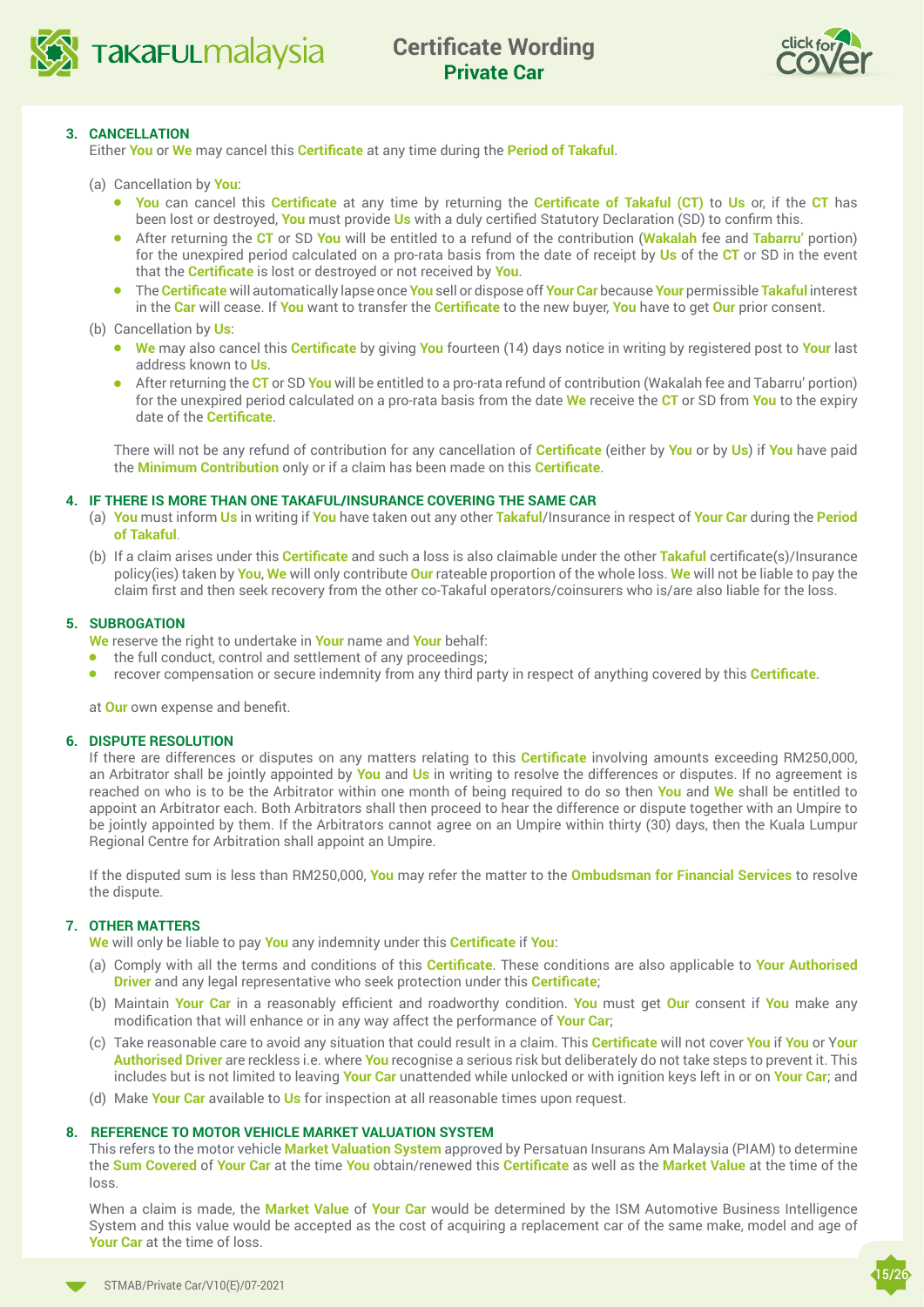### 3. CANCELLATION

Either **You** or **We** may cancel this **Certificate** at any time during the **Period of Takaful**.

(a) Cancellation by **You**:

- **You** can cancel this **Certificate** at any time by returning the **Certificate of Takaful (CT)** to **Us** or, if the **CT** has been lost or destroyed, **You** must provide **Us** with a duly certified Statutory Declaration (SD) to confirm this.
- After returning the **CT** or SD **You** will be entitled to a refund of the contribution (**Wakalah** fee and **Tabarru'** portion) for the unexpired period calculated on a pro-rata basis from the date of receipt by **Us** of the **CT** or SD in the event that the **Certificate** is lost or destroyed or not received by **You**.
- The **Certificate** will automatically lapse once **You** sell or dispose off **Your Car** because **Your** permissible **Takaful** interest in the **Car** will cease. If **You** want to transfer the **Certificate** to the new buyer, **You** have to get **Our** prior consent.

(b) Cancellation by **Us**:

- **We** may also cancel this **Certificate** by giving **You** fourteen (14) days notice in writing by registered post to **Your** last address known to **Us**.
- After returning the **CT** or SD **You** will be entitled to a pro-rata refund of contribution (Wakalah fee and Tabarru' portion) for the unexpired period calculated on a pro-rata basis from the date **We** receive the **CT** or SD from **You** to the expiry date of the **Certificate**.

There will not be any refund of contribution for any cancellation of **Certificate** (either by **You** or by **Us**) if **You** have paid the **Minimum Contribution** only or if a claim has been made on this **Certificate**.

### 4. IF THERE IS MORE THAN ONE TAKAFUL/INSURANCE COVERING THE SAME CAR

(a) **You** must inform **Us** in writing if **You** have taken out any other **Takaful**/Insurance in respect of **Your Car** during the **Period of Takaful**.

(b) If a claim arises under this **Certificate** and such a loss is also claimable under the other **Takaful** certificate(s)/Insurance policy(ies) taken by **You**, **We** will only contribute **Our** rateable proportion of the whole loss. **We** will not be liable to pay the claim first and then seek recovery from the other co-Takaful operators/coinsurers who is/are also liable for the loss.

### 5. SUBROGATION

**We** reserve the right to undertake in **Your** name and **Your** behalf:

- the full conduct, control and settlement of any proceedings;
- recover compensation or secure indemnity from any third party in respect of anything covered by this **Certificate**.

at **Our** own expense and benefit.

### 6. DISPUTE RESOLUTION

If there are differences or disputes on any matters relating to this **Certificate** involving amounts exceeding RM250,000, an Arbitrator shall be jointly appointed by **You** and **Us** in writing to resolve the differences or disputes. If no agreement is reached on who is to be the Arbitrator within one month of being required to do so then **You** and **We** shall be entitled to appoint an Arbitrator each. Both Arbitrators shall then proceed to hear the difference or dispute together with an Umpire to be jointly appointed by them. If the Arbitrators cannot agree on an Umpire within thirty (30) days, then the Kuala Lumpur Regional Centre for Arbitration shall appoint an Umpire.

If the disputed sum is less than RM250,000, **You** may refer the matter to the **Ombudsman for Financial Services** to resolve the dispute.

### 7. OTHER MATTERS

**We** will only be liable to pay **You** any indemnity under this **Certificate** if **You**:

(a) Comply with all the terms and conditions of this **Certificate**. These conditions are also applicable to **Your Authorised Driver** and any legal representative who seek protection under this **Certificate**;

(b) Maintain **Your Car** in a reasonably efficient and roadworthy condition. **You** must get **Our** consent if **You** make any modification that will enhance or in any way affect the performance of **Your Car**;

(c) Take reasonable care to avoid any situation that could result in a claim. This **Certificate** will not cover **You** if **You** or **Your Authorised Driver** are reckless i.e. where **You** recognise a serious risk but deliberately do not take steps to prevent it. This includes but is not limited to leaving **Your Car** unattended while unlocked or with ignition keys left in or on **Your Car**; and

(d) Make **Your Car** available to **Us** for inspection at all reasonable times upon request.

### 8. REFERENCE TO MOTOR VEHICLE MARKET VALUATION SYSTEM

This refers to the motor vehicle **Market Valuation System** approved by Persatuan Insurans Am Malaysia (PIAM) to determine the **Sum Covered** of **Your Car** at the time **You** obtain/renewed this **Certificate** as well as the **Market Value** at the time of the loss.

When a claim is made, the **Market Value** of **Your Car** would be determined by the ISM Automotive Business Intelligence System and this value would be accepted as the cost of acquiring a replacement car of the same make, model and age of **Your Car** at the time of loss.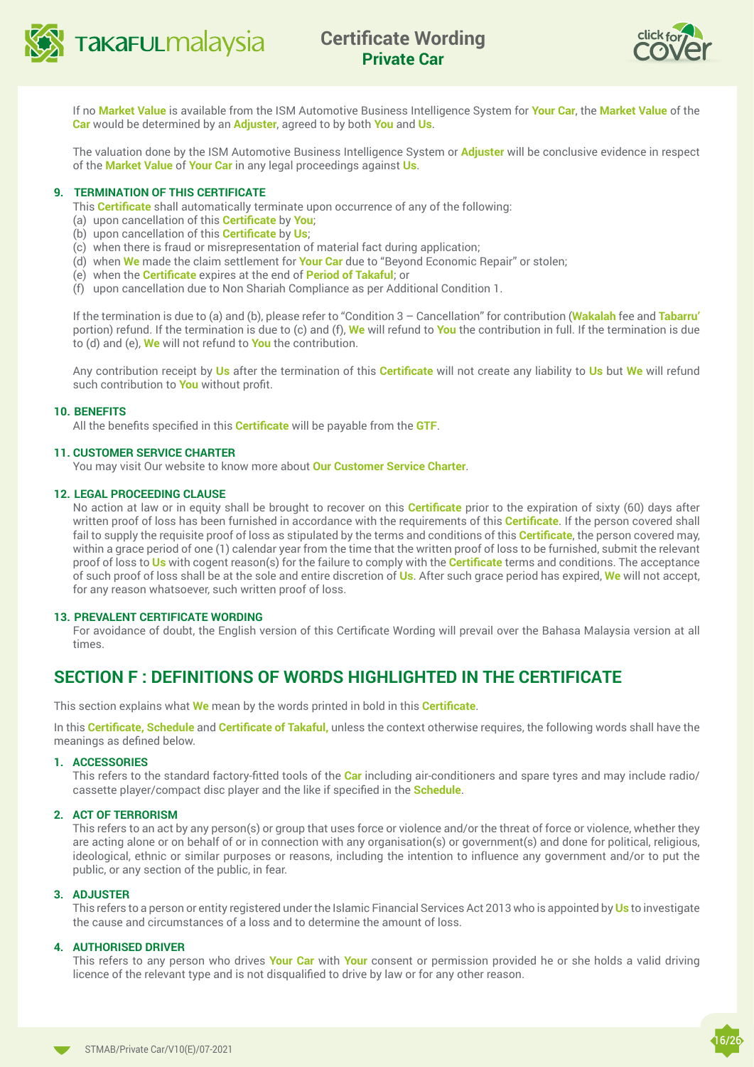If no **Market Value** is available from the ISM Automotive Business Intelligence System for **Your Car**, the **Market Value** of the **Car** would be determined by an **Adjuster**, agreed to by both **You** and **Us**.

The valuation done by the ISM Automotive Business Intelligence System or **Adjuster** will be conclusive evidence in respect of the **Market Value** of **Your Car** in any legal proceedings against **Us**.

**9. TERMINATION OF THIS CERTIFICATE**

This **Certificate** shall automatically terminate upon occurrence of any of the following:

(a) upon cancellation of this **Certificate** by **You**;
(b) upon cancellation of this **Certificate** by **Us**;
(c) when there is fraud or misrepresentation of material fact during application;
(d) when **We** made the claim settlement for **Your Car** due to "Beyond Economic Repair" or stolen;
(e) when the **Certificate** expires at the end of **Period of Takaful**; or
(f) upon cancellation due to Non Shariah Compliance as per Additional Condition 1.

If the termination is due to (a) and (b), please refer to "Condition 3 – Cancellation" for contribution (**Wakalah** fee and **Tabarru'** portion) refund. If the termination is due to (c) and (f), **We** will refund to **You** the contribution in full. If the termination is due to (d) and (e), **We** will not refund to **You** the contribution.

Any contribution receipt by **Us** after the termination of this **Certificate** will not create any liability to **Us** but **We** will refund such contribution to **You** without profit.

**10. BENEFITS**

All the benefits specified in this **Certificate** will be payable from the **GTF**.

**11. CUSTOMER SERVICE CHARTER**

You may visit Our website to know more about **Our Customer Service Charter**.

**12. LEGAL PROCEEDING CLAUSE**

No action at law or in equity shall be brought to recover on this **Certificate** prior to the expiration of sixty (60) days after written proof of loss has been furnished in accordance with the requirements of this **Certificate**. If the person covered shall fail to supply the requisite proof of loss as stipulated by the terms and conditions of this **Certificate**, the person covered may, within a grace period of one (1) calendar year from the time that the written proof of loss to be furnished, submit the relevant proof of loss to **Us** with cogent reason(s) for the failure to comply with the **Certificate** terms and conditions. The acceptance of such proof of loss shall be at the sole and entire discretion of **Us**. After such grace period has expired, **We** will not accept, for any reason whatsoever, such written proof of loss.

**13. PREVALENT CERTIFICATE WORDING**

For avoidance of doubt, the English version of this Certificate Wording will prevail over the Bahasa Malaysia version at all times.

## SECTION F : DEFINITIONS OF WORDS HIGHLIGHTED IN THE CERTIFICATE

This section explains what **We** mean by the words printed in bold in this **Certificate**.

In this **Certificate, Schedule** and **Certificate of Takaful,** unless the context otherwise requires, the following words shall have the meanings as defined below.

**1. ACCESSORIES**

This refers to the standard factory-fitted tools of the **Car** including air-conditioners and spare tyres and may include radio/cassette player/compact disc player and the like if specified in the **Schedule**.

**2. ACT OF TERRORISM**

This refers to an act by any person(s) or group that uses force or violence and/or the threat of force or violence, whether they are acting alone or on behalf of or in connection with any organisation(s) or government(s) and done for political, religious, ideological, ethnic or similar purposes or reasons, including the intention to influence any government and/or to put the public, or any section of the public, in fear.

**3. ADJUSTER**

This refers to a person or entity registered under the Islamic Financial Services Act 2013 who is appointed by **Us** to investigate the cause and circumstances of a loss and to determine the amount of loss.

**4. AUTHORISED DRIVER**

This refers to any person who drives **Your Car** with **Your** consent or permission provided he or she holds a valid driving licence of the relevant type and is not disqualified to drive by law or for any other reason.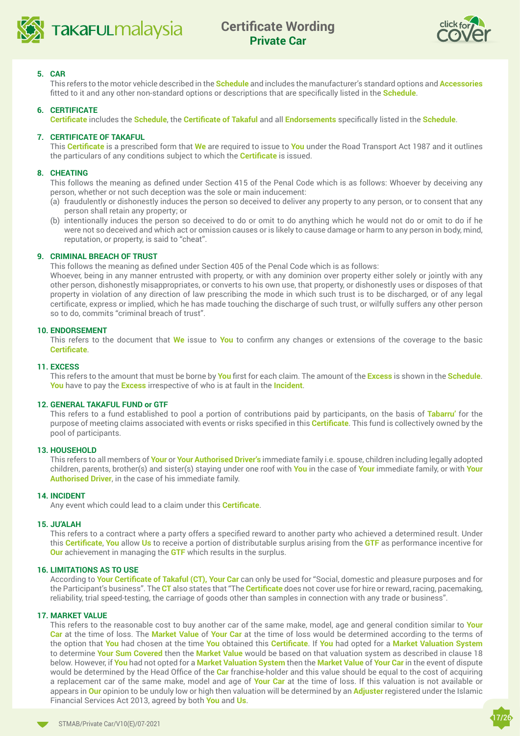**5. CAR**

This refers to the motor vehicle described in the **Schedule** and includes the manufacturer's standard options and **Accessories** fitted to it and any other non-standard options or descriptions that are specifically listed in the **Schedule**.

**6. CERTIFICATE**

**Certificate** includes the **Schedule**, the **Certificate of Takaful** and all **Endorsements** specifically listed in the **Schedule**.

**7. CERTIFICATE OF TAKAFUL**

This **Certificate** is a prescribed form that **We** are required to issue to **You** under the Road Transport Act 1987 and it outlines the particulars of any conditions subject to which the **Certificate** is issued.

**8. CHEATING**

This follows the meaning as defined under Section 415 of the Penal Code which is as follows: Whoever by deceiving any person, whether or not such deception was the sole or main inducement:

(a) fraudulently or dishonestly induces the person so deceived to deliver any property to any person, or to consent that any person shall retain any property; or

(b) intentionally induces the person so deceived to do or omit to do anything which he would not do or omit to do if he were not so deceived and which act or omission causes or is likely to cause damage or harm to any person in body, mind, reputation, or property, is said to "cheat".

**9. CRIMINAL BREACH OF TRUST**

This follows the meaning as defined under Section 405 of the Penal Code which is as follows:

Whoever, being in any manner entrusted with property, or with any dominion over property either solely or jointly with any other person, dishonestly misappropriates, or converts to his own use, that property, or dishonestly uses or disposes of that property in violation of any direction of law prescribing the mode in which such trust is to be discharged, or of any legal certificate, express or implied, which he has made touching the discharge of such trust, or wilfully suffers any other person so to do, commits "criminal breach of trust".

**10. ENDORSEMENT**

This refers to the document that **We** issue to **You** to confirm any changes or extensions of the coverage to the basic **Certificate**.

**11. EXCESS**

This refers to the amount that must be borne by **You** first for each claim. The amount of the **Excess** is shown in the **Schedule**. **You** have to pay the **Excess** irrespective of who is at fault in the **Incident**.

**12. GENERAL TAKAFUL FUND or GTF**

This refers to a fund established to pool a portion of contributions paid by participants, on the basis of **Tabarru'** for the purpose of meeting claims associated with events or risks specified in this **Certificate**. This fund is collectively owned by the pool of participants.

**13. HOUSEHOLD**

This refers to all members of **Your** or **Your Authorised Driver's** immediate family i.e. spouse, children including legally adopted children, parents, brother(s) and sister(s) staying under one roof with **You** in the case of **Your** immediate family, or with **Your Authorised Driver**, in the case of his immediate family.

**14. INCIDENT**

Any event which could lead to a claim under this **Certificate**.

**15. JU'ALAH**

This refers to a contract where a party offers a specified reward to another party who achieved a determined result. Under this **Certificate**, **You** allow **Us** to receive a portion of distributable surplus arising from the **GTF** as performance incentive for **Our** achievement in managing the **GTF** which results in the surplus.

**16. LIMITATIONS AS TO USE**

According to **Your Certificate of Takaful (CT), Your Car** can only be used for "Social, domestic and pleasure purposes and for the Participant's business". The **CT** also states that "The **Certificate** does not cover use for hire or reward, racing, pacemaking, reliability, trial speed-testing, the carriage of goods other than samples in connection with any trade or business".

**17. MARKET VALUE**

This refers to the reasonable cost to buy another car of the same make, model, age and general condition similar to **Your Car** at the time of loss. The **Market Value** of **Your Car** at the time of loss would be determined according to the terms of the option that **You** had chosen at the time **You** obtained this **Certificate**. If **You** had opted for a **Market Valuation System** to determine **Your Sum Covered** then the **Market Value** would be based on that valuation system as described in clause 18 below. However, if **You** had not opted for a **Market Valuation System** then the **Market Value** of **Your Car** in the event of dispute would be determined by the Head Office of the **Car** franchise-holder and this value should be equal to the cost of acquiring a replacement car of the same make, model and age of **Your Car** at the time of loss. If this valuation is not available or appears in **Our** opinion to be unduly low or high then valuation will be determined by an **Adjuster** registered under the Islamic Financial Services Act 2013, agreed by both **You** and **Us**.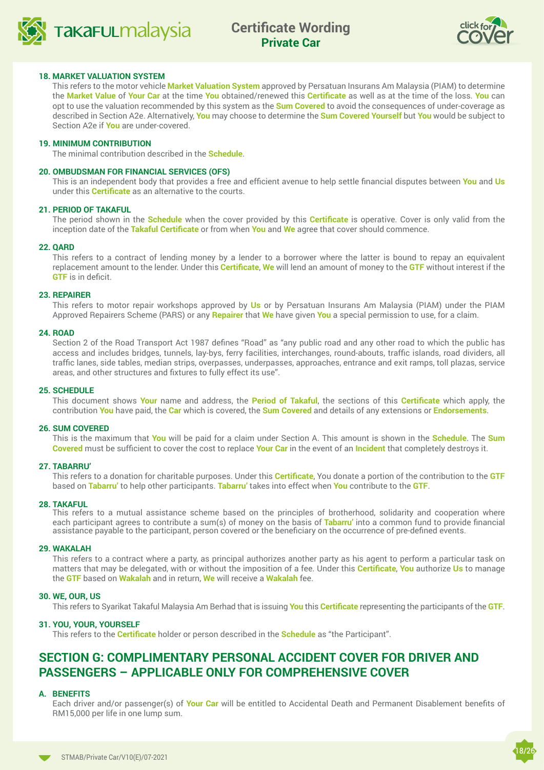**18. MARKET VALUATION SYSTEM**

This refers to the motor vehicle **Market Valuation System** approved by Persatuan Insurans Am Malaysia (PIAM) to determine the **Market Value** of **Your Car** at the time **You** obtained/renewed this **Certificate** as well as at the time of the loss. **You** can opt to use the valuation recommended by this system as the **Sum Covered** to avoid the consequences of under-coverage as described in Section A2e. Alternatively, **You** may choose to determine the **Sum Covered Yourself** but **You** would be subject to Section A2e if **You** are under-covered.

**19. MINIMUM CONTRIBUTION**

The minimal contribution described in the **Schedule**.

**20. OMBUDSMAN FOR FINANCIAL SERVICES (OFS)**

This is an independent body that provides a free and efficient avenue to help settle financial disputes between **You** and **Us** under this **Certificate** as an alternative to the courts.

**21. PERIOD OF TAKAFUL**

The period shown in the **Schedule** when the cover provided by this **Certificate** is operative. Cover is only valid from the inception date of the **Takaful Certificate** or from when **You** and **We** agree that cover should commence.

**22. QARD**

This refers to a contract of lending money by a lender to a borrower where the latter is bound to repay an equivalent replacement amount to the lender. Under this **Certificate**, **We** will lend an amount of money to the **GTF** without interest if the **GTF** is in deficit.

**23. REPAIRER**

This refers to motor repair workshops approved by **Us** or by Persatuan Insurans Am Malaysia (PIAM) under the PIAM Approved Repairers Scheme (PARS) or any **Repairer** that **We** have given **You** a special permission to use, for a claim.

**24. ROAD**

Section 2 of the Road Transport Act 1987 defines "Road" as "any public road and any other road to which the public has access and includes bridges, tunnels, lay-bys, ferry facilities, interchanges, round-abouts, traffic islands, road dividers, all traffic lanes, side tables, median strips, overpasses, underpasses, approaches, entrance and exit ramps, toll plazas, service areas, and other structures and fixtures to fully effect its use".

**25. SCHEDULE**

This document shows **Your** name and address, the **Period of Takaful**, the sections of this **Certificate** which apply, the contribution **You** have paid, the **Car** which is covered, the **Sum Covered** and details of any extensions or **Endorsements**.

**26. SUM COVERED**

This is the maximum that **You** will be paid for a claim under Section A. This amount is shown in the **Schedule**. The **Sum Covered** must be sufficient to cover the cost to replace **Your Car** in the event of an **Incident** that completely destroys it.

**27. TABARRU'**

This refers to a donation for charitable purposes. Under this **Certificate**, You donate a portion of the contribution to the **GTF** based on **Tabarru'** to help other participants. **Tabarru'** takes into effect when **You** contribute to the **GTF**.

**28. TAKAFUL**

This refers to a mutual assistance scheme based on the principles of brotherhood, solidarity and cooperation where each participant agrees to contribute a sum(s) of money on the basis of **Tabarru'** into a common fund to provide financial assistance payable to the participant, person covered or the beneficiary on the occurrence of pre-defined events.

**29. WAKALAH**

This refers to a contract where a party, as principal authorizes another party as his agent to perform a particular task on matters that may be delegated, with or without the imposition of a fee. Under this **Certificate**, **You** authorize **Us** to manage the **GTF** based on **Wakalah** and in return, **We** will receive a **Wakalah** fee.

**30. WE, OUR, US**

This refers to Syarikat Takaful Malaysia Am Berhad that is issuing **You** this **Certificate** representing the participants of the **GTF**.

**31. YOU, YOUR, YOURSELF**

This refers to the **Certificate** holder or person described in the **Schedule** as "the Participant".

## SECTION G: COMPLIMENTARY PERSONAL ACCIDENT COVER FOR DRIVER AND PASSENGERS – APPLICABLE ONLY FOR COMPREHENSIVE COVER

**A. BENEFITS**

Each driver and/or passenger(s) of **Your Car** will be entitled to Accidental Death and Permanent Disablement benefits of RM15,000 per life in one lump sum.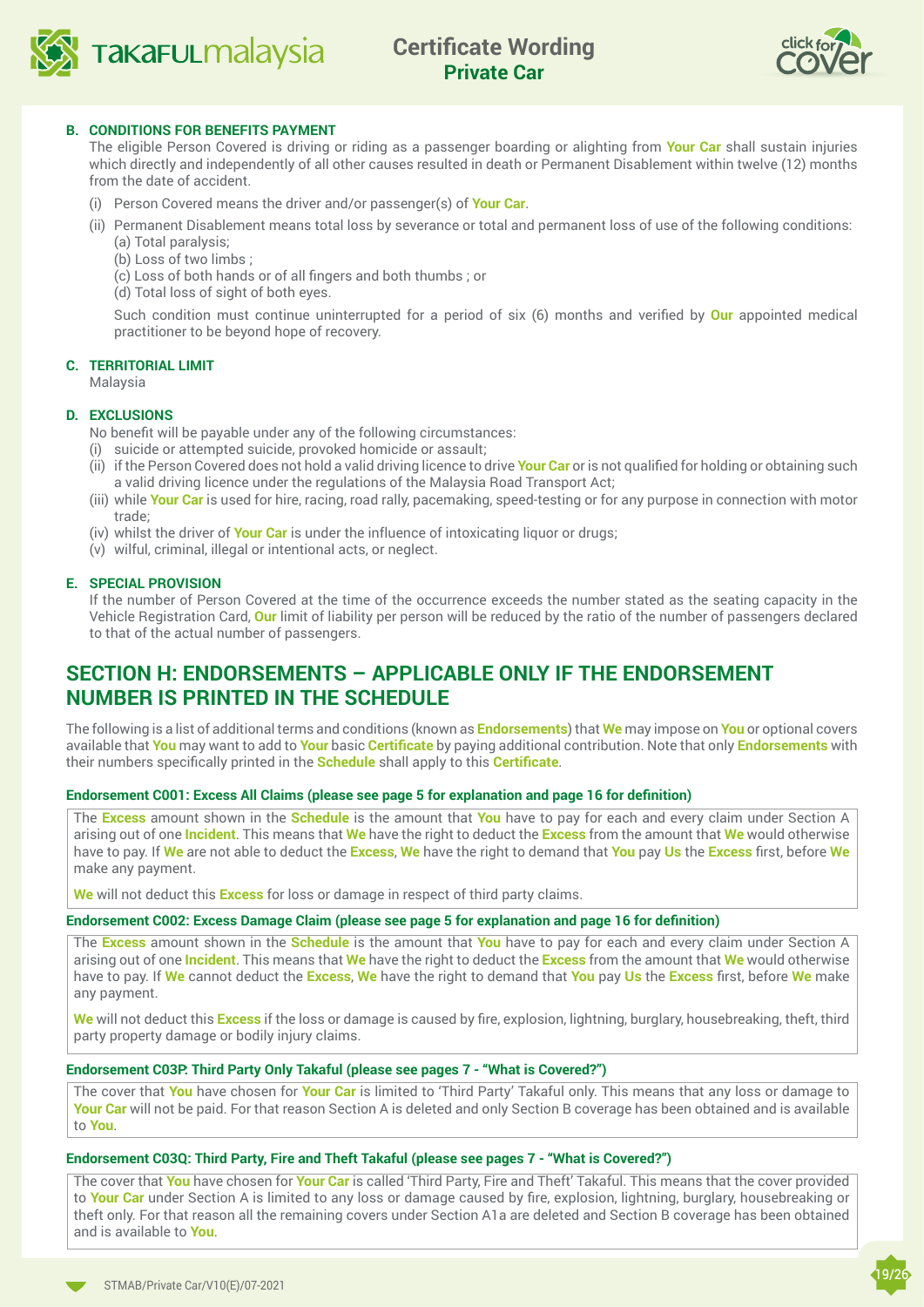**B. CONDITIONS FOR BENEFITS PAYMENT**

The eligible Person Covered is driving or riding as a passenger boarding or alighting from **Your Car** shall sustain injuries which directly and independently of all other causes resulted in death or Permanent Disablement within twelve (12) months from the date of accident.

(i) Person Covered means the driver and/or passenger(s) of **Your Car**.

(ii) Permanent Disablement means total loss by severance or total and permanent loss of use of the following conditions:
(a) Total paralysis;
(b) Loss of two limbs ;
(c) Loss of both hands or of all fingers and both thumbs ; or
(d) Total loss of sight of both eyes.

Such condition must continue uninterrupted for a period of six (6) months and verified by **Our** appointed medical practitioner to be beyond hope of recovery.

**C. TERRITORIAL LIMIT**

Malaysia

**D. EXCLUSIONS**

No benefit will be payable under any of the following circumstances:

(i) suicide or attempted suicide, provoked homicide or assault;
(ii) if the Person Covered does not hold a valid driving licence to drive **Your Car** or is not qualified for holding or obtaining such a valid driving licence under the regulations of the Malaysia Road Transport Act;
(iii) while **Your Car** is used for hire, racing, road rally, pacemaking, speed-testing or for any purpose in connection with motor trade;
(iv) whilst the driver of **Your Car** is under the influence of intoxicating liquor or drugs;
(v) wilful, criminal, illegal or intentional acts, or neglect.

**E. SPECIAL PROVISION**

If the number of Person Covered at the time of the occurrence exceeds the number stated as the seating capacity in the Vehicle Registration Card, **Our** limit of liability per person will be reduced by the ratio of the number of passengers declared to that of the actual number of passengers.

## SECTION H: ENDORSEMENTS – APPLICABLE ONLY IF THE ENDORSEMENT NUMBER IS PRINTED IN THE SCHEDULE

The following is a list of additional terms and conditions (known as **Endorsements**) that **We** may impose on **You** or optional covers available that **You** may want to add to **Your** basic **Certificate** by paying additional contribution. Note that only **Endorsements** with their numbers specifically printed in the **Schedule** shall apply to this **Certificate**.

**Endorsement C001: Excess All Claims (please see page 5 for explanation and page 16 for definition)**

The **Excess** amount shown in the **Schedule** is the amount that **You** have to pay for each and every claim under Section A arising out of one **Incident**. This means that **We** have the right to deduct the **Excess** from the amount that **We** would otherwise have to pay. If **We** are not able to deduct the **Excess**, **We** have the right to demand that **You** pay **Us** the **Excess** first, before **We** make any payment.

**We** will not deduct this **Excess** for loss or damage in respect of third party claims.

**Endorsement C002: Excess Damage Claim (please see page 5 for explanation and page 16 for definition)**

The **Excess** amount shown in the **Schedule** is the amount that **You** have to pay for each and every claim under Section A arising out of one **Incident**. This means that **We** have the right to deduct the **Excess** from the amount that **We** would otherwise have to pay. If **We** cannot deduct the **Excess**, **We** have the right to demand that **You** pay **Us** the **Excess** first, before **We** make any payment.

**We** will not deduct this **Excess** if the loss or damage is caused by fire, explosion, lightning, burglary, housebreaking, theft, third party property damage or bodily injury claims.

**Endorsement C03P. Third Party Only Takaful (please see pages 7 - "What is Covered?")**

The cover that **You** have chosen for **Your Car** is limited to 'Third Party' Takaful only. This means that any loss or damage to **Your Car** will not be paid. For that reason Section A is deleted and only Section B coverage has been obtained and is available to **You**.

**Endorsement C03Q: Third Party, Fire and Theft Takaful (please see pages 7 - "What is Covered?")**

The cover that **You** have chosen for **Your Car** is called 'Third Party, Fire and Theft' Takaful. This means that the cover provided to **Your Car** under Section A is limited to any loss or damage caused by fire, explosion, lightning, burglary, housebreaking or theft only. For that reason all the remaining covers under Section A1a are deleted and Section B coverage has been obtained and is available to **You**.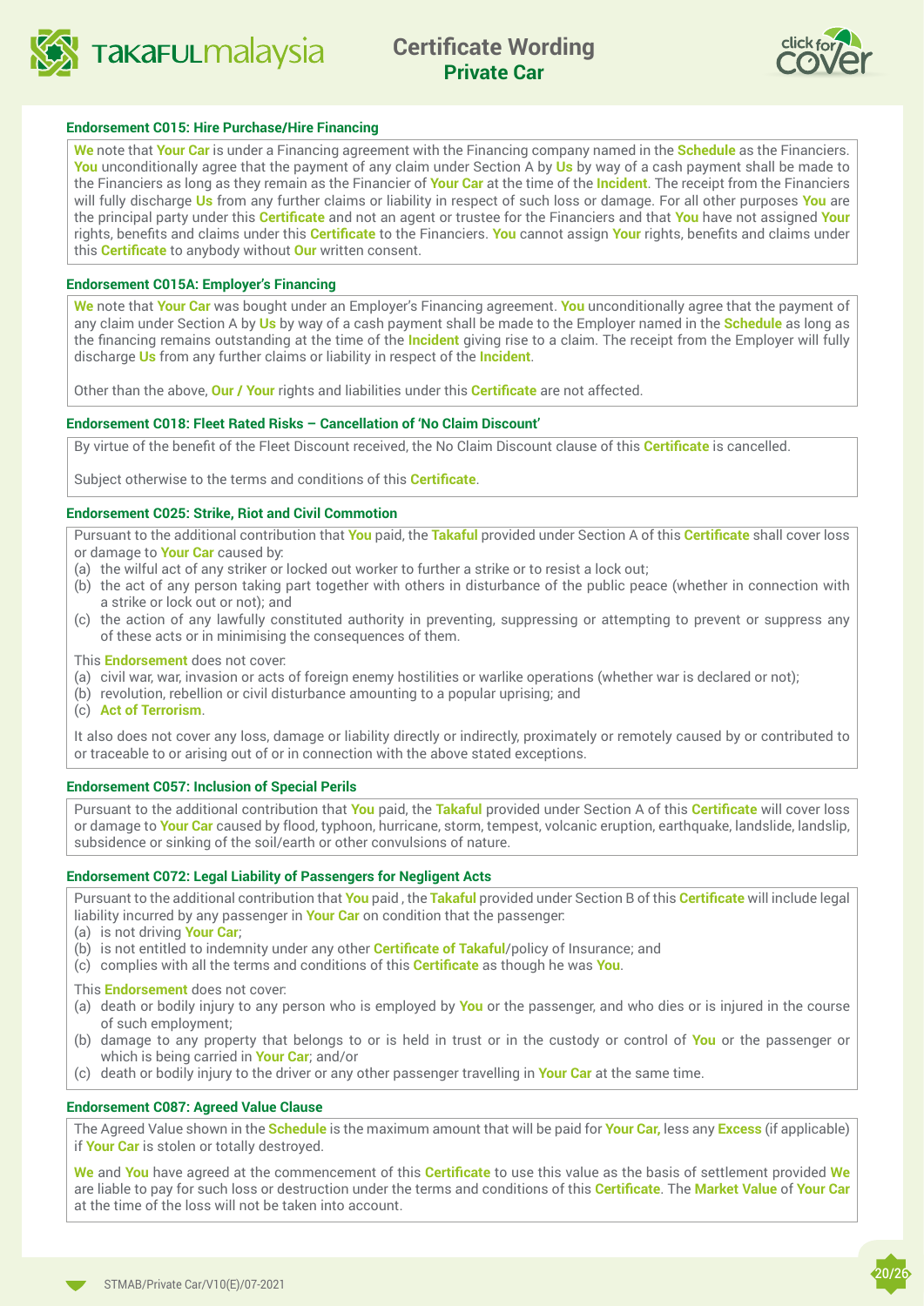#### Endorsement C015: Hire Purchase/Hire Financing

We note that Your Car is under a Financing agreement with the Financing company named in the Schedule as the Financiers. You unconditionally agree that the payment of any claim under Section A by Us by way of a cash payment shall be made to the Financiers as long as they remain as the Financier of Your Car at the time of the Incident. The receipt from the Financiers will fully discharge Us from any further claims or liability in respect of such loss or damage. For all other purposes You are the principal party under this Certificate and not an agent or trustee for the Financiers and that You have not assigned Your rights, benefits and claims under this Certificate to the Financiers. You cannot assign Your rights, benefits and claims under this Certificate to anybody without Our written consent.

#### Endorsement C015A: Employer's Financing

We note that Your Car was bought under an Employer's Financing agreement. You unconditionally agree that the payment of any claim under Section A by Us by way of a cash payment shall be made to the Employer named in the Schedule as long as the financing remains outstanding at the time of the Incident giving rise to a claim. The receipt from the Employer will fully discharge Us from any further claims or liability in respect of the Incident.

Other than the above, Our / Your rights and liabilities under this Certificate are not affected.

#### Endorsement C018: Fleet Rated Risks – Cancellation of 'No Claim Discount'

By virtue of the benefit of the Fleet Discount received, the No Claim Discount clause of this Certificate is cancelled.

Subject otherwise to the terms and conditions of this Certificate.

#### Endorsement C025: Strike, Riot and Civil Commotion

Pursuant to the additional contribution that You paid, the Takaful provided under Section A of this Certificate shall cover loss or damage to Your Car caused by:

(a) the wilful act of any striker or locked out worker to further a strike or to resist a lock out;
(b) the act of any person taking part together with others in disturbance of the public peace (whether in connection with a strike or lock out or not); and
(c) the action of any lawfully constituted authority in preventing, suppressing or attempting to prevent or suppress any of these acts or in minimising the consequences of them.

This Endorsement does not cover:

(a) civil war, war, invasion or acts of foreign enemy hostilities or warlike operations (whether war is declared or not);
(b) revolution, rebellion or civil disturbance amounting to a popular uprising; and
(c) Act of Terrorism.

It also does not cover any loss, damage or liability directly or indirectly, proximately or remotely caused by or contributed to or traceable to or arising out of or in connection with the above stated exceptions.

#### Endorsement C057: Inclusion of Special Perils

Pursuant to the additional contribution that You paid, the Takaful provided under Section A of this Certificate will cover loss or damage to Your Car caused by flood, typhoon, hurricane, storm, tempest, volcanic eruption, earthquake, landslide, landslip, subsidence or sinking of the soil/earth or other convulsions of nature.

#### Endorsement C072: Legal Liability of Passengers for Negligent Acts

Pursuant to the additional contribution that You paid , the Takaful provided under Section B of this Certificate will include legal liability incurred by any passenger in Your Car on condition that the passenger:

(a) is not driving Your Car;
(b) is not entitled to indemnity under any other Certificate of Takaful/policy of Insurance; and
(c) complies with all the terms and conditions of this Certificate as though he was You.

This Endorsement does not cover:

(a) death or bodily injury to any person who is employed by You or the passenger, and who dies or is injured in the course of such employment;
(b) damage to any property that belongs to or is held in trust or in the custody or control of You or the passenger or which is being carried in Your Car; and/or
(c) death or bodily injury to the driver or any other passenger travelling in Your Car at the same time.

#### Endorsement C087: Agreed Value Clause

The Agreed Value shown in the Schedule is the maximum amount that will be paid for Your Car, less any Excess (if applicable) if Your Car is stolen or totally destroyed.

We and You have agreed at the commencement of this Certificate to use this value as the basis of settlement provided We are liable to pay for such loss or destruction under the terms and conditions of this Certificate. The Market Value of Your Car at the time of the loss will not be taken into account.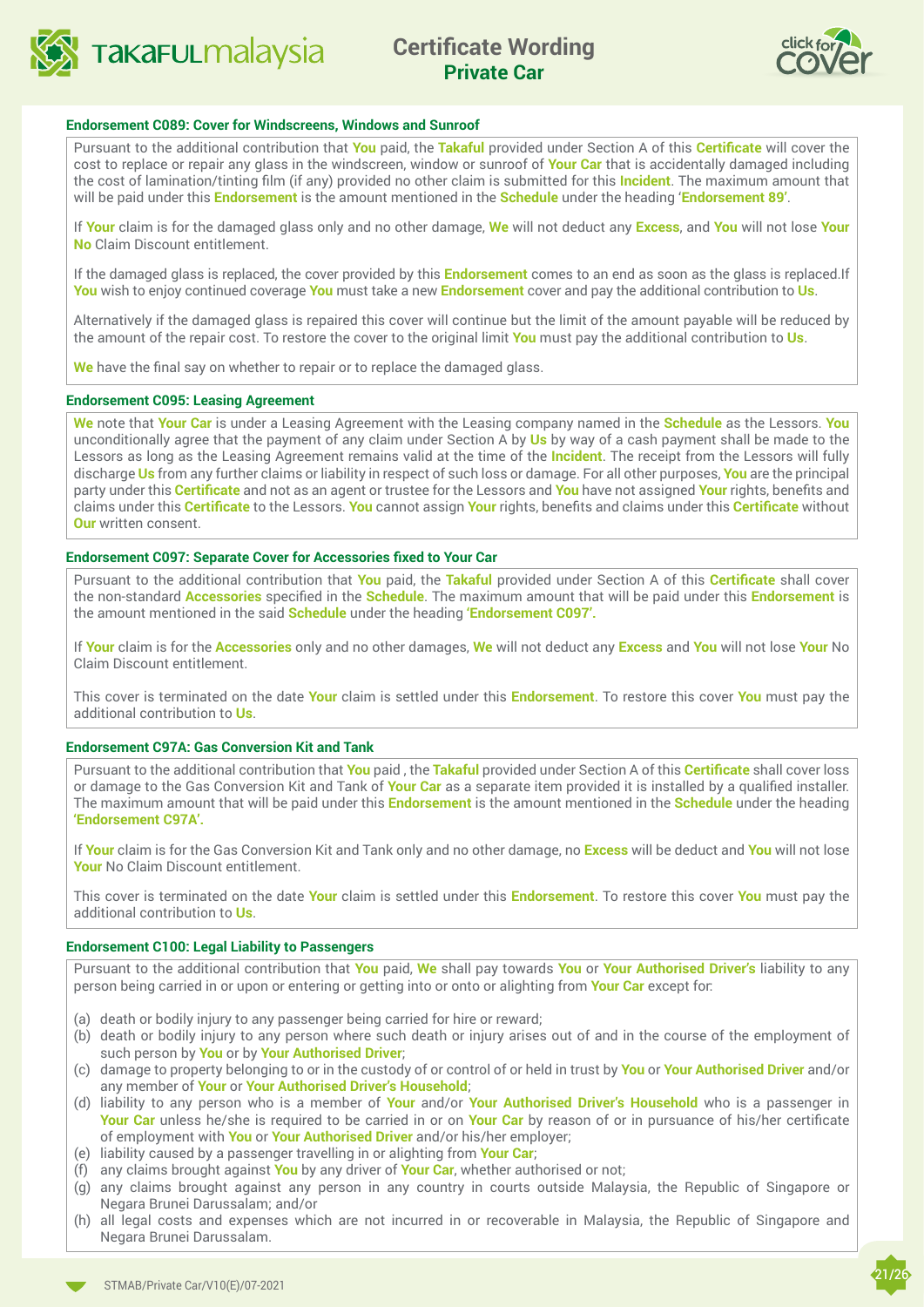#### Endorsement C089: Cover for Windscreens, Windows and Sunroof

Pursuant to the additional contribution that **You** paid, the **Takaful** provided under Section A of this **Certificate** will cover the cost to replace or repair any glass in the windscreen, window or sunroof of **Your Car** that is accidentally damaged including the cost of lamination/tinting film (if any) provided no other claim is submitted for this **Incident**. The maximum amount that will be paid under this **Endorsement** is the amount mentioned in the **Schedule** under the heading '**Endorsement 89'**.

If **Your** claim is for the damaged glass only and no other damage, **We** will not deduct any **Excess**, and **You** will not lose **Your No** Claim Discount entitlement.

If the damaged glass is replaced, the cover provided by this **Endorsement** comes to an end as soon as the glass is replaced.If **You** wish to enjoy continued coverage **You** must take a new **Endorsement** cover and pay the additional contribution to **Us**.

Alternatively if the damaged glass is repaired this cover will continue but the limit of the amount payable will be reduced by the amount of the repair cost. To restore the cover to the original limit **You** must pay the additional contribution to **Us**.

**We** have the final say on whether to repair or to replace the damaged glass.

#### Endorsement C095: Leasing Agreement

**We** note that **Your Car** is under a Leasing Agreement with the Leasing company named in the **Schedule** as the Lessors. **You** unconditionally agree that the payment of any claim under Section A by **Us** by way of a cash payment shall be made to the Lessors as long as the Leasing Agreement remains valid at the time of the **Incident**. The receipt from the Lessors will fully discharge **Us** from any further claims or liability in respect of such loss or damage. For all other purposes, **You** are the principal party under this **Certificate** and not as an agent or trustee for the Lessors and **You** have not assigned **Your** rights, benefits and claims under this **Certificate** to the Lessors. **You** cannot assign **Your** rights, benefits and claims under this **Certificate** without **Our** written consent.

#### Endorsement C097: Separate Cover for Accessories fixed to Your Car

Pursuant to the additional contribution that **You** paid, the **Takaful** provided under Section A of this **Certificate** shall cover the non-standard **Accessories** specified in the **Schedule**. The maximum amount that will be paid under this **Endorsement** is the amount mentioned in the said **Schedule** under the heading **'Endorsement C097'.**

If **Your** claim is for the **Accessories** only and no other damages, **We** will not deduct any **Excess** and **You** will not lose **Your** No Claim Discount entitlement.

This cover is terminated on the date **Your** claim is settled under this **Endorsement**. To restore this cover **You** must pay the additional contribution to **Us**.

#### Endorsement C97A: Gas Conversion Kit and Tank

Pursuant to the additional contribution that **You** paid , the **Takaful** provided under Section A of this **Certificate** shall cover loss or damage to the Gas Conversion Kit and Tank of **Your Car** as a separate item provided it is installed by a qualified installer. The maximum amount that will be paid under this **Endorsement** is the amount mentioned in the **Schedule** under the heading **'Endorsement C97A'.**

If **Your** claim is for the Gas Conversion Kit and Tank only and no other damage, no **Excess** will be deduct and **You** will not lose **Your** No Claim Discount entitlement.

This cover is terminated on the date **Your** claim is settled under this **Endorsement**. To restore this cover **You** must pay the additional contribution to **Us**.

#### Endorsement C100: Legal Liability to Passengers

Pursuant to the additional contribution that **You** paid, **We** shall pay towards **You** or **Your Authorised Driver's** liability to any person being carried in or upon or entering or getting into or onto or alighting from **Your Car** except for:

(a) death or bodily injury to any passenger being carried for hire or reward;
(b) death or bodily injury to any person where such death or injury arises out of and in the course of the employment of such person by **You** or by **Your Authorised Driver**;
(c) damage to property belonging to or in the custody of or control of or held in trust by **You** or **Your Authorised Driver** and/or any member of **Your** or **Your Authorised Driver's Household**;
(d) liability to any person who is a member of **Your** and/or **Your Authorised Driver's Household** who is a passenger in **Your Car** unless he/she is required to be carried in or on **Your Car** by reason of or in pursuance of his/her certificate of employment with **You** or **Your Authorised Driver** and/or his/her employer;
(e) liability caused by a passenger travelling in or alighting from **Your Car**;
(f) any claims brought against **You** by any driver of **Your Car**, whether authorised or not;
(g) any claims brought against any person in any country in courts outside Malaysia, the Republic of Singapore or Negara Brunei Darussalam; and/or
(h) all legal costs and expenses which are not incurred in or recoverable in Malaysia, the Republic of Singapore and Negara Brunei Darussalam.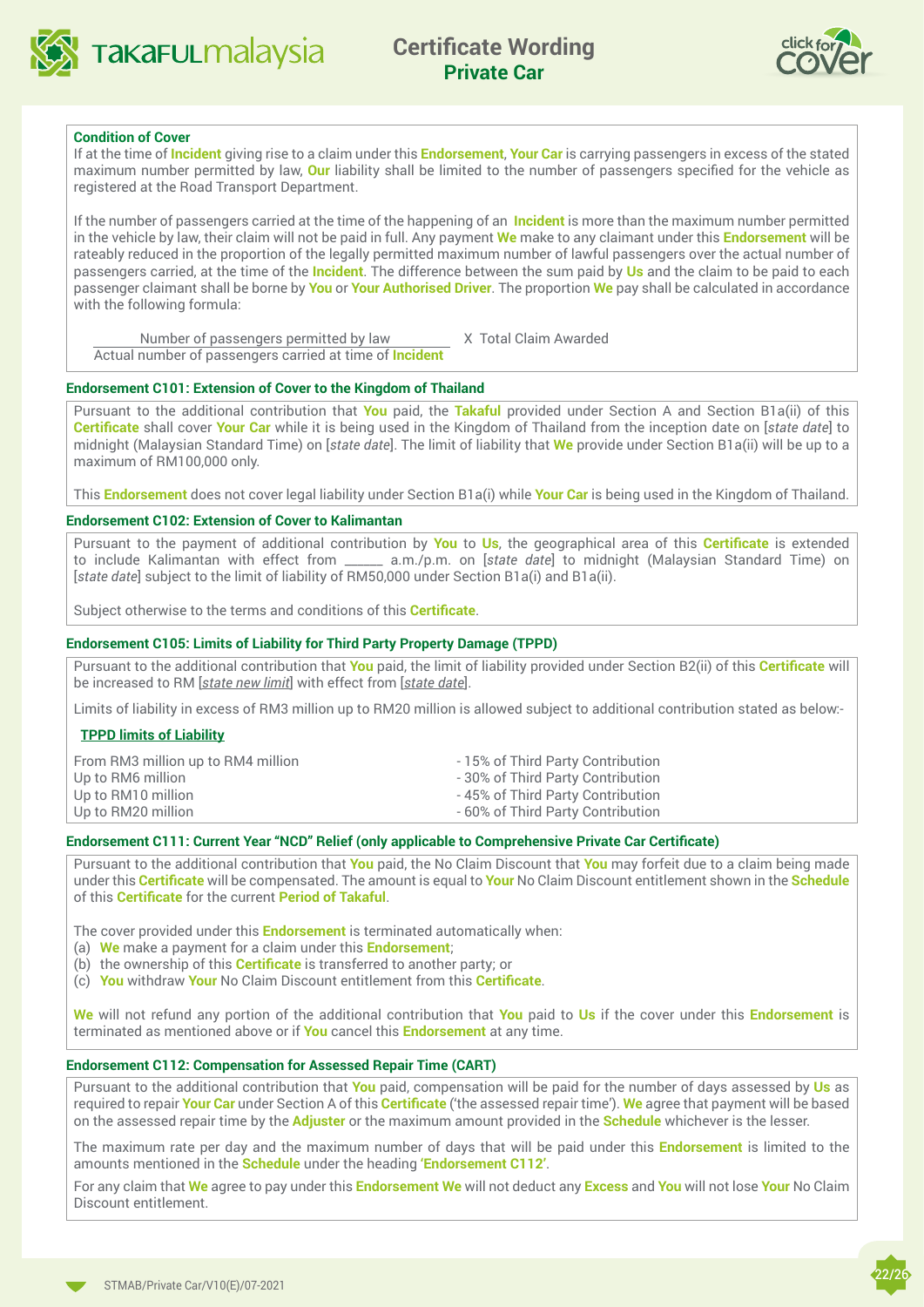**Condition of Cover**

If at the time of **Incident** giving rise to a claim under this **Endorsement**, **Your Car** is carrying passengers in excess of the stated maximum number permitted by law, **Our** liability shall be limited to the number of passengers specified for the vehicle as registered at the Road Transport Department.

If the number of passengers carried at the time of the happening of an **Incident** is more than the maximum number permitted in the vehicle by law, their claim will not be paid in full. Any payment **We** make to any claimant under this **Endorsement** will be rateably reduced in the proportion of the legally permitted maximum number of lawful passengers over the actual number of passengers carried, at the time of the **Incident**. The difference between the sum paid by **Us** and the claim to be paid to each passenger claimant shall be borne by **You** or **Your Authorised Driver**. The proportion **We** pay shall be calculated in accordance with the following formula:

$$\frac{\text{Number of passengers permitted by law}}{\text{Actual number of passengers carried at time of Incident}} \times \text{Total Claim Awarded}$$

**Endorsement C101: Extension of Cover to the Kingdom of Thailand**

Pursuant to the additional contribution that **You** paid, the **Takaful** provided under Section A and Section B1a(ii) of this **Certificate** shall cover **Your Car** while it is being used in the Kingdom of Thailand from the inception date on [*state date*] to midnight (Malaysian Standard Time) on [*state date*]. The limit of liability that **We** provide under Section B1a(ii) will be up to a maximum of RM100,000 only.

This **Endorsement** does not cover legal liability under Section B1a(i) while **Your Car** is being used in the Kingdom of Thailand.

**Endorsement C102: Extension of Cover to Kalimantan**

Pursuant to the payment of additional contribution by **You** to **Us**, the geographical area of this **Certificate** is extended to include Kalimantan with effect from ______ a.m./p.m. on [*state date*] to midnight (Malaysian Standard Time) on [*state date*] subject to the limit of liability of RM50,000 under Section B1a(i) and B1a(ii).

Subject otherwise to the terms and conditions of this **Certificate**.

**Endorsement C105: Limits of Liability for Third Party Property Damage (TPPD)**

Pursuant to the additional contribution that **You** paid, the limit of liability provided under Section B2(ii) of this **Certificate** will be increased to RM [*state new limit*] with effect from [*state date*].

Limits of liability in excess of RM3 million up to RM20 million is allowed subject to additional contribution stated as below:-

**TPPD limits of Liability**

| | |
|---|---|
| From RM3 million up to RM4 million | - 15% of Third Party Contribution |
| Up to RM6 million | - 30% of Third Party Contribution |
| Up to RM10 million | - 45% of Third Party Contribution |
| Up to RM20 million | - 60% of Third Party Contribution |

**Endorsement C111: Current Year "NCD" Relief (only applicable to Comprehensive Private Car Certificate)**

Pursuant to the additional contribution that **You** paid, the No Claim Discount that **You** may forfeit due to a claim being made under this **Certificate** will be compensated. The amount is equal to **Your** No Claim Discount entitlement shown in the **Schedule** of this **Certificate** for the current **Period of Takaful**.

The cover provided under this **Endorsement** is terminated automatically when:

(a) **We** make a payment for a claim under this **Endorsement**;
(b) the ownership of this **Certificate** is transferred to another party; or
(c) **You** withdraw **Your** No Claim Discount entitlement from this **Certificate**.

**We** will not refund any portion of the additional contribution that **You** paid to **Us** if the cover under this **Endorsement** is terminated as mentioned above or if **You** cancel this **Endorsement** at any time.

**Endorsement C112: Compensation for Assessed Repair Time (CART)**

Pursuant to the additional contribution that **You** paid, compensation will be paid for the number of days assessed by **Us** as required to repair **Your Car** under Section A of this **Certificate** ('the assessed repair time'). **We** agree that payment will be based on the assessed repair time by the **Adjuster** or the maximum amount provided in the **Schedule** whichever is the lesser.

The maximum rate per day and the maximum number of days that will be paid under this **Endorsement** is limited to the amounts mentioned in the **Schedule** under the heading **'Endorsement C112'**.

For any claim that **We** agree to pay under this **Endorsement We** will not deduct any **Excess** and **You** will not lose **Your** No Claim Discount entitlement.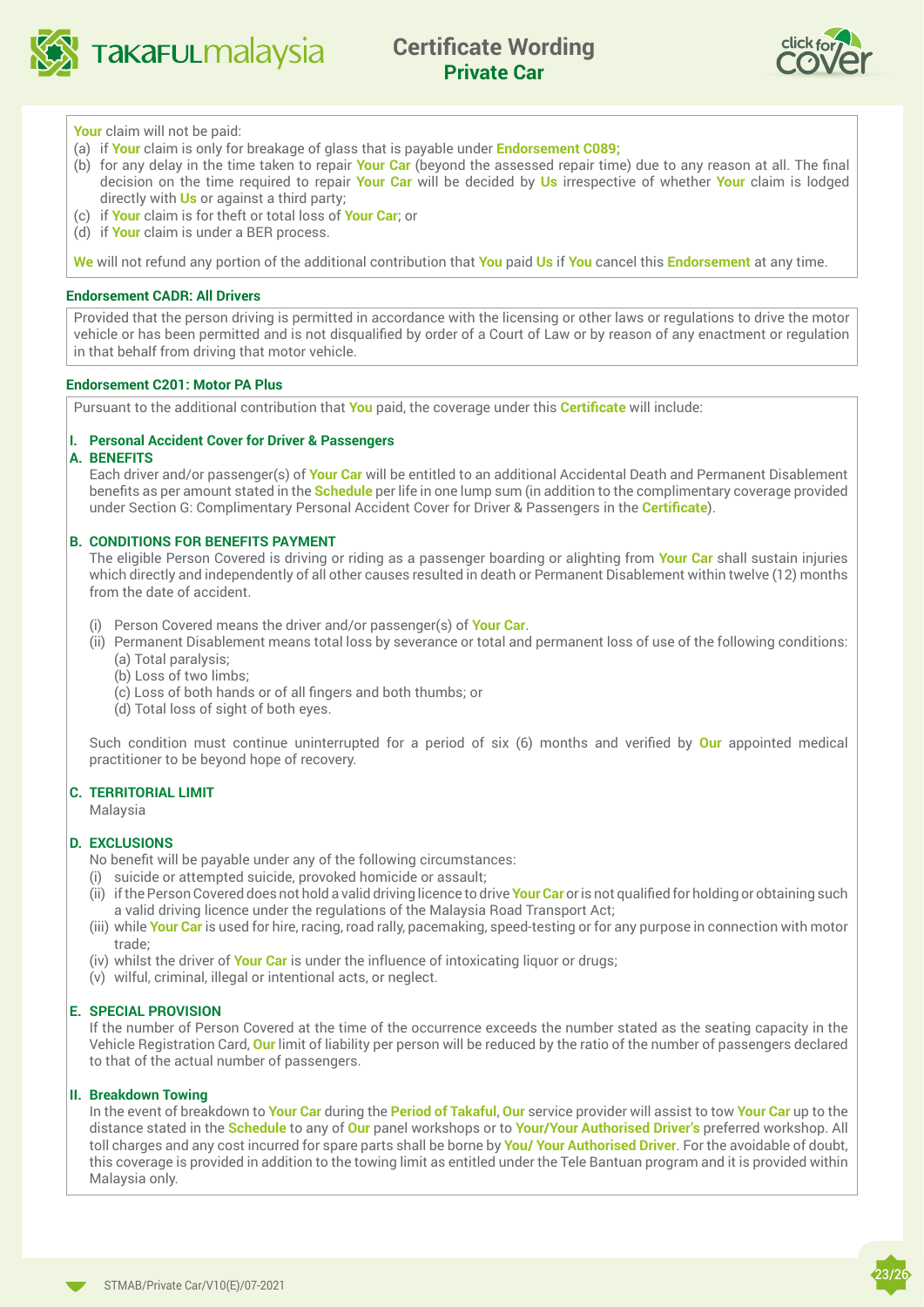**Your** claim will not be paid:

(a) if **Your** claim is only for breakage of glass that is payable under **Endorsement C089;**
(b) for any delay in the time taken to repair **Your Car** (beyond the assessed repair time) due to any reason at all. The final decision on the time required to repair **Your Car** will be decided by **Us** irrespective of whether **Your** claim is lodged directly with **Us** or against a third party;
(c) if **Your** claim is for theft or total loss of **Your Car**; or
(d) if **Your** claim is under a BER process.

**We** will not refund any portion of the additional contribution that **You** paid **Us** if **You** cancel this **Endorsement** at any time.

### Endorsement CADR: All Drivers

Provided that the person driving is permitted in accordance with the licensing or other laws or regulations to drive the motor vehicle or has been permitted and is not disqualified by order of a Court of Law or by reason of any enactment or regulation in that behalf from driving that motor vehicle.

### Endorsement C201: Motor PA Plus

Pursuant to the additional contribution that **You** paid, the coverage under this **Certificate** will include:

**I. Personal Accident Cover for Driver & Passengers**

**A. BENEFITS**

Each driver and/or passenger(s) of **Your Car** will be entitled to an additional Accidental Death and Permanent Disablement benefits as per amount stated in the **Schedule** per life in one lump sum (in addition to the complimentary coverage provided under Section G: Complimentary Personal Accident Cover for Driver & Passengers in the **Certificate**).

**B. CONDITIONS FOR BENEFITS PAYMENT**

The eligible Person Covered is driving or riding as a passenger boarding or alighting from **Your Car** shall sustain injuries which directly and independently of all other causes resulted in death or Permanent Disablement within twelve (12) months from the date of accident.

(i) Person Covered means the driver and/or passenger(s) of **Your Car**.
(ii) Permanent Disablement means total loss by severance or total and permanent loss of use of the following conditions:
  (a) Total paralysis;
  (b) Loss of two limbs;
  (c) Loss of both hands or of all fingers and both thumbs; or
  (d) Total loss of sight of both eyes.

Such condition must continue uninterrupted for a period of six (6) months and verified by **Our** appointed medical practitioner to be beyond hope of recovery.

**C. TERRITORIAL LIMIT**

Malaysia

**D. EXCLUSIONS**

No benefit will be payable under any of the following circumstances:

(i) suicide or attempted suicide, provoked homicide or assault;
(ii) if the Person Covered does not hold a valid driving licence to drive **Your Car** or is not qualified for holding or obtaining such a valid driving licence under the regulations of the Malaysia Road Transport Act;
(iii) while **Your Car** is used for hire, racing, road rally, pacemaking, speed-testing or for any purpose in connection with motor trade;
(iv) whilst the driver of **Your Car** is under the influence of intoxicating liquor or drugs;
(v) wilful, criminal, illegal or intentional acts, or neglect.

**E. SPECIAL PROVISION**

If the number of Person Covered at the time of the occurrence exceeds the number stated as the seating capacity in the Vehicle Registration Card, **Our** limit of liability per person will be reduced by the ratio of the number of passengers declared to that of the actual number of passengers.

**II. Breakdown Towing**

In the event of breakdown to **Your Car** during the **Period of Takaful**, **Our** service provider will assist to tow **Your Car** up to the distance stated in the **Schedule** to any of **Our** panel workshops or to **Your/Your Authorised Driver's** preferred workshop. All toll charges and any cost incurred for spare parts shall be borne by **You/ Your Authorised Driver**. For the avoidable of doubt, this coverage is provided in addition to the towing limit as entitled under the Tele Bantuan program and it is provided within Malaysia only.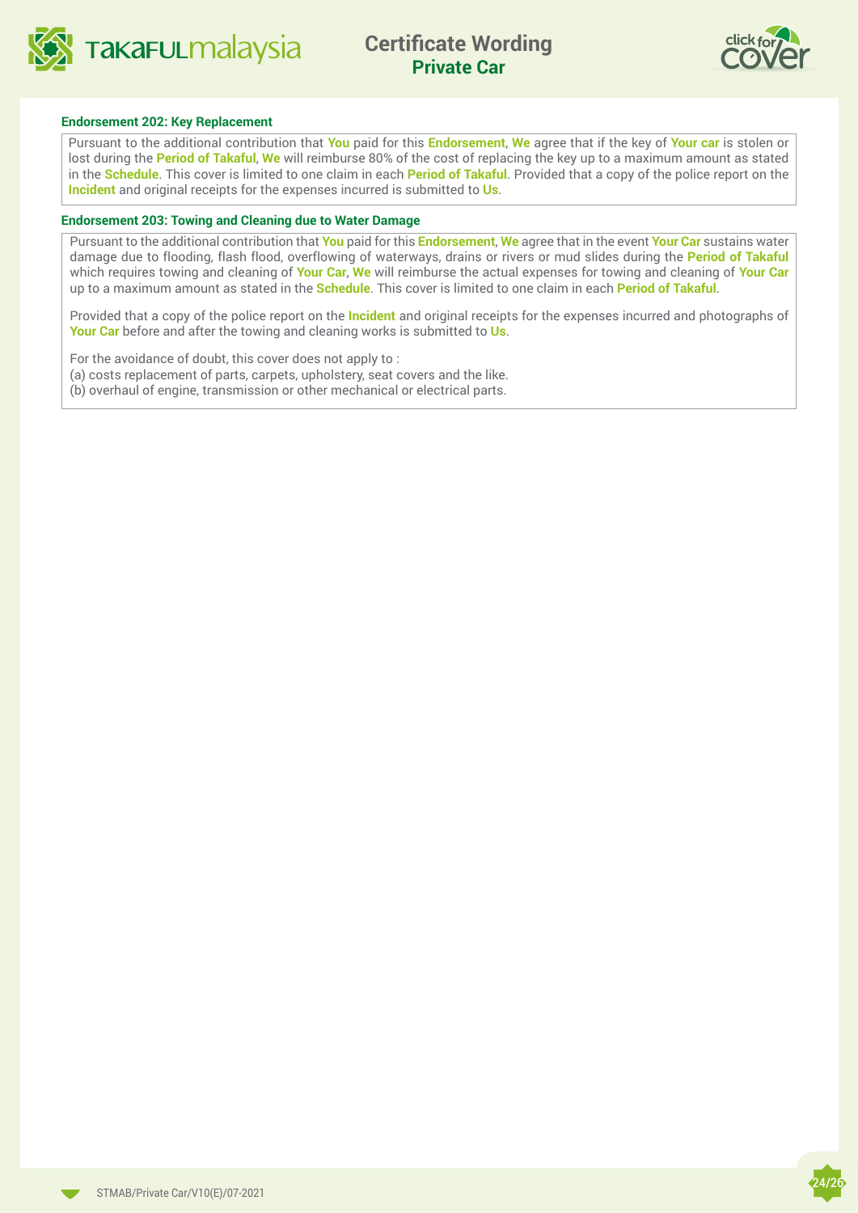#### Endorsement 202: Key Replacement

Pursuant to the additional contribution that **You** paid for this **Endorsement**, **We** agree that if the key of **Your car** is stolen or lost during the **Period of Takaful**, **We** will reimburse 80% of the cost of replacing the key up to a maximum amount as stated in the **Schedule**. This cover is limited to one claim in each **Period of Takaful**. Provided that a copy of the police report on the **Incident** and original receipts for the expenses incurred is submitted to **Us**.

#### Endorsement 203: Towing and Cleaning due to Water Damage

Pursuant to the additional contribution that **You** paid for this **Endorsement**, **We** agree that in the event **Your Car** sustains water damage due to flooding, flash flood, overflowing of waterways, drains or rivers or mud slides during the **Period of Takaful** which requires towing and cleaning of **Your Car**, **We** will reimburse the actual expenses for towing and cleaning of **Your Car** up to a maximum amount as stated in the **Schedule**. This cover is limited to one claim in each **Period of Takaful**.

Provided that a copy of the police report on the **Incident** and original receipts for the expenses incurred and photographs of **Your Car** before and after the towing and cleaning works is submitted to **Us**.

For the avoidance of doubt, this cover does not apply to :
(a) costs replacement of parts, carpets, upholstery, seat covers and the like.
(b) overhaul of engine, transmission or other mechanical or electrical parts.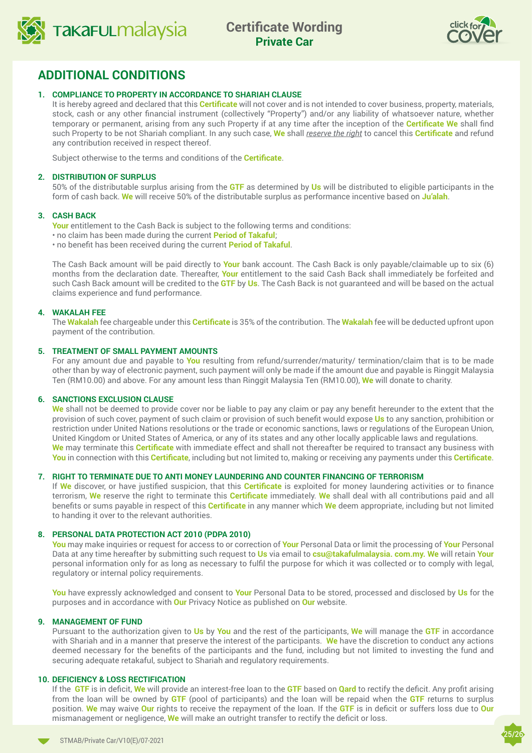## ADDITIONAL CONDITIONS

### 1. COMPLIANCE TO PROPERTY IN ACCORDANCE TO SHARIAH CLAUSE

It is hereby agreed and declared that this **Certificate** will not cover and is not intended to cover business, property, materials, stock, cash or any other financial instrument (collectively "Property") and/or any liability of whatsoever nature, whether temporary or permanent, arising from any such Property if at any time after the inception of the **Certificate We** shall find such Property to be not Shariah compliant. In any such case, **We** shall *reserve the right* to cancel this **Certificate** and refund any contribution received in respect thereof.

Subject otherwise to the terms and conditions of the **Certificate**.

### 2. DISTRIBUTION OF SURPLUS

50% of the distributable surplus arising from the **GTF** as determined by **Us** will be distributed to eligible participants in the form of cash back. **We** will receive 50% of the distributable surplus as performance incentive based on **Ju'alah**.

### 3. CASH BACK

**Your** entitlement to the Cash Back is subject to the following terms and conditions:

- no claim has been made during the current **Period of Takaful**;
- no benefit has been received during the current **Period of Takaful**.

The Cash Back amount will be paid directly to **Your** bank account. The Cash Back is only payable/claimable up to six (6) months from the declaration date. Thereafter, **Your** entitlement to the said Cash Back shall immediately be forfeited and such Cash Back amount will be credited to the **GTF** by **Us**. The Cash Back is not guaranteed and will be based on the actual claims experience and fund performance.

### 4. WAKALAH FEE

The **Wakalah** fee chargeable under this **Certificate** is 35% of the contribution. The **Wakalah** fee will be deducted upfront upon payment of the contribution.

### 5. TREATMENT OF SMALL PAYMENT AMOUNTS

For any amount due and payable to **You** resulting from refund/surrender/maturity/ termination/claim that is to be made other than by way of electronic payment, such payment will only be made if the amount due and payable is Ringgit Malaysia Ten (RM10.00) and above. For any amount less than Ringgit Malaysia Ten (RM10.00), **We** will donate to charity.

### 6. SANCTIONS EXCLUSION CLAUSE

**We** shall not be deemed to provide cover nor be liable to pay any claim or pay any benefit hereunder to the extent that the provision of such cover, payment of such claim or provision of such benefit would expose **Us** to any sanction, prohibition or restriction under United Nations resolutions or the trade or economic sanctions, laws or regulations of the European Union, United Kingdom or United States of America, or any of its states and any other locally applicable laws and regulations.
**We** may terminate this **Certificate** with immediate effect and shall not thereafter be required to transact any business with **You** in connection with this **Certificate**, including but not limited to, making or receiving any payments under this **Certificate**.

### 7. RIGHT TO TERMINATE DUE TO ANTI MONEY LAUNDERING AND COUNTER FINANCING OF TERRORISM

If **We** discover, or have justified suspicion, that this **Certificate** is exploited for money laundering activities or to finance terrorism, **We** reserve the right to terminate this **Certificate** immediately. **We** shall deal with all contributions paid and all benefits or sums payable in respect of this **Certificate** in any manner which **We** deem appropriate, including but not limited to handing it over to the relevant authorities.

### 8. PERSONAL DATA PROTECTION ACT 2010 (PDPA 2010)

**You** may make inquiries or request for access to or correction of **Your** Personal Data or limit the processing of **Your** Personal Data at any time hereafter by submitting such request to **Us** via email to **csu@takafulmalaysia. com.my. We** will retain **Your** personal information only for as long as necessary to fulfil the purpose for which it was collected or to comply with legal, regulatory or internal policy requirements.

**You** have expressly acknowledged and consent to **Your** Personal Data to be stored, processed and disclosed by **Us** for the purposes and in accordance with **Our** Privacy Notice as published on **Our** website.

### 9. MANAGEMENT OF FUND

Pursuant to the authorization given to **Us** by **You** and the rest of the participants, **We** will manage the **GTF** in accordance with Shariah and in a manner that preserve the interest of the participants. **We** have the discretion to conduct any actions deemed necessary for the benefits of the participants and the fund, including but not limited to investing the fund and securing adequate retakaful, subject to Shariah and regulatory requirements.

### 10. DEFICIENCY & LOSS RECTIFICATION

If the **GTF** is in deficit, **We** will provide an interest-free loan to the **GTF** based on **Qard** to rectify the deficit. Any profit arising from the loan will be owned by **GTF** (pool of participants) and the loan will be repaid when the **GTF** returns to surplus position. **We** may waive **Our** rights to receive the repayment of the loan. If the **GTF** is in deficit or suffers loss due to **Our** mismanagement or negligence, **We** will make an outright transfer to rectify the deficit or loss.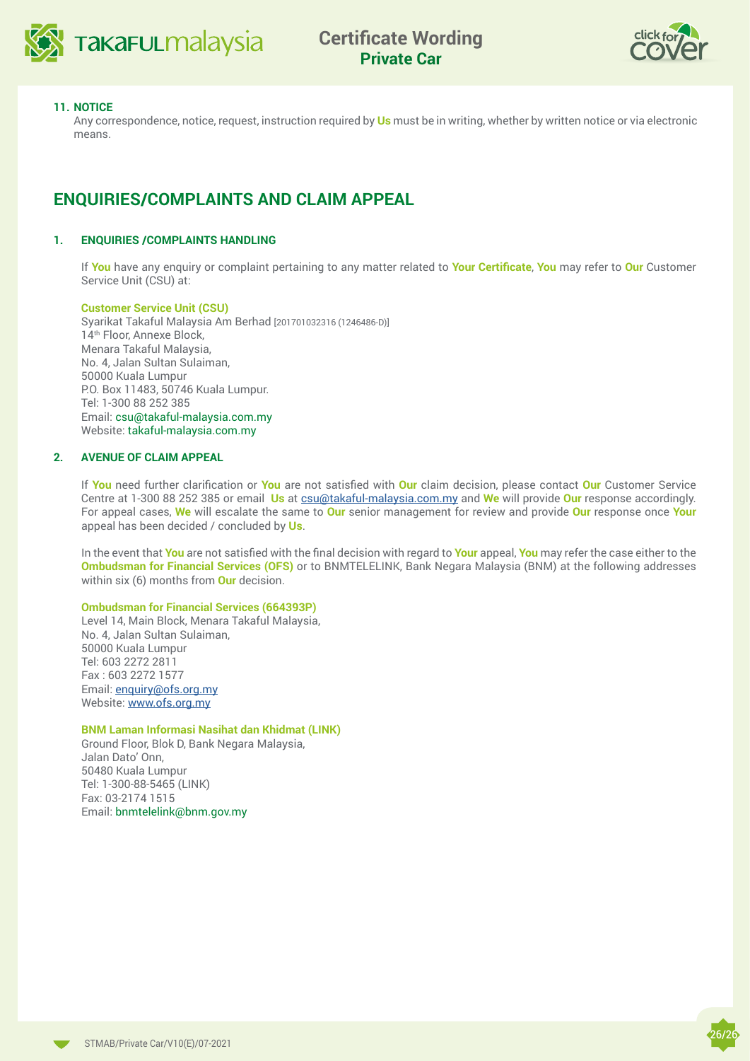**11. NOTICE**

Any correspondence, notice, request, instruction required by **Us** must be in writing, whether by written notice or via electronic means.

## ENQUIRIES/COMPLAINTS AND CLAIM APPEAL

### 1. ENQUIRIES /COMPLAINTS HANDLING

If **You** have any enquiry or complaint pertaining to any matter related to **Your Certificate**, **You** may refer to **Our** Customer Service Unit (CSU) at:

**Customer Service Unit (CSU)**
Syarikat Takaful Malaysia Am Berhad [201701032316 (1246486-D)]
14th Floor, Annexe Block,
Menara Takaful Malaysia,
No. 4, Jalan Sultan Sulaiman,
50000 Kuala Lumpur
P.O. Box 11483, 50746 Kuala Lumpur.
Tel: 1-300 88 252 385
Email: csu@takaful-malaysia.com.my
Website: takaful-malaysia.com.my

### 2. AVENUE OF CLAIM APPEAL

If **You** need further clarification or **You** are not satisfied with **Our** claim decision, please contact **Our** Customer Service Centre at 1-300 88 252 385 or email **Us** at csu@takaful-malaysia.com.my and **We** will provide **Our** response accordingly. For appeal cases, **We** will escalate the same to **Our** senior management for review and provide **Our** response once **Your** appeal has been decided / concluded by **Us**.

In the event that **You** are not satisfied with the final decision with regard to **Your** appeal, **You** may refer the case either to the **Ombudsman for Financial Services (OFS)** or to BNMTELELINK, Bank Negara Malaysia (BNM) at the following addresses within six (6) months from **Our** decision.

**Ombudsman for Financial Services (664393P)**
Level 14, Main Block, Menara Takaful Malaysia,
No. 4, Jalan Sultan Sulaiman,
50000 Kuala Lumpur
Tel: 603 2272 2811
Fax : 603 2272 1577
Email: enquiry@ofs.org.my
Website: www.ofs.org.my

**BNM Laman Informasi Nasihat dan Khidmat (LINK)**
Ground Floor, Blok D, Bank Negara Malaysia,
Jalan Dato' Onn,
50480 Kuala Lumpur
Tel: 1-300-88-5465 (LINK)
Fax: 03-2174 1515
Email: bnmtelelink@bnm.gov.my